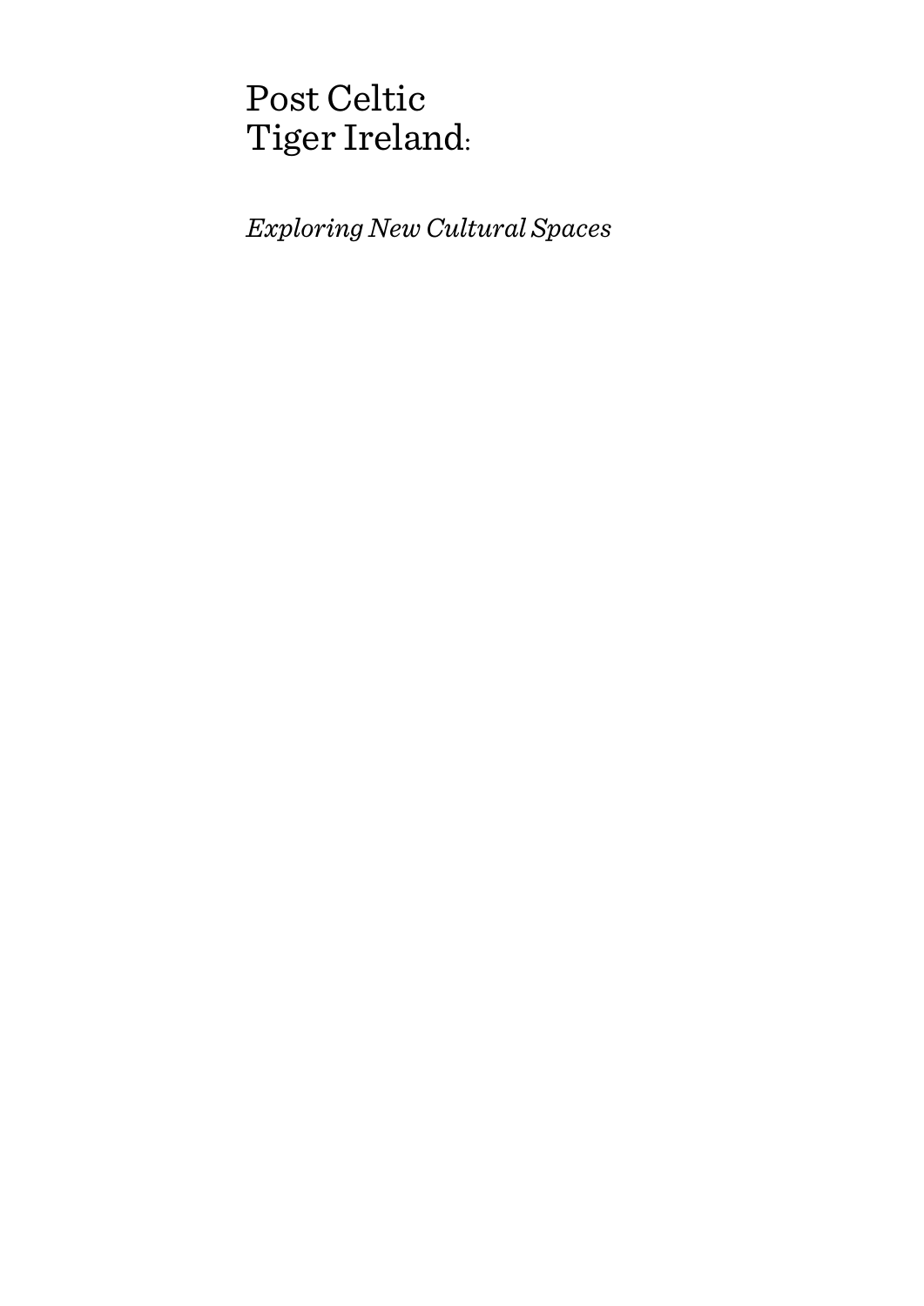# Post Celtic Tiger Ireland:

*Exploring New Cultural Spaces*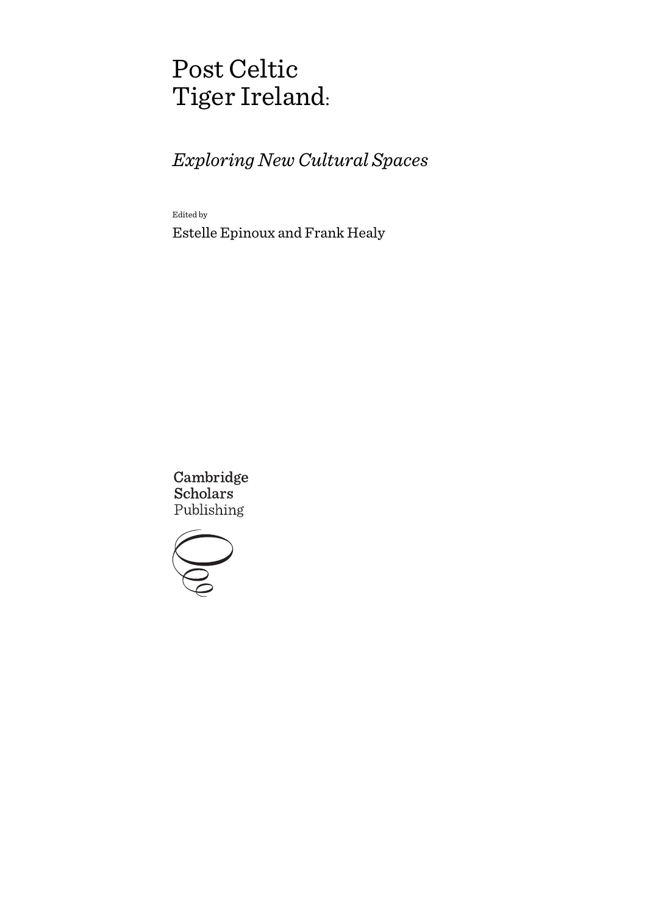# Post Celtic Tiger Ireland:

## *Exploring New Cultural Spaces*

Edited by

Estelle Epinoux and Frank Healy

Cambridge Scholars Publishing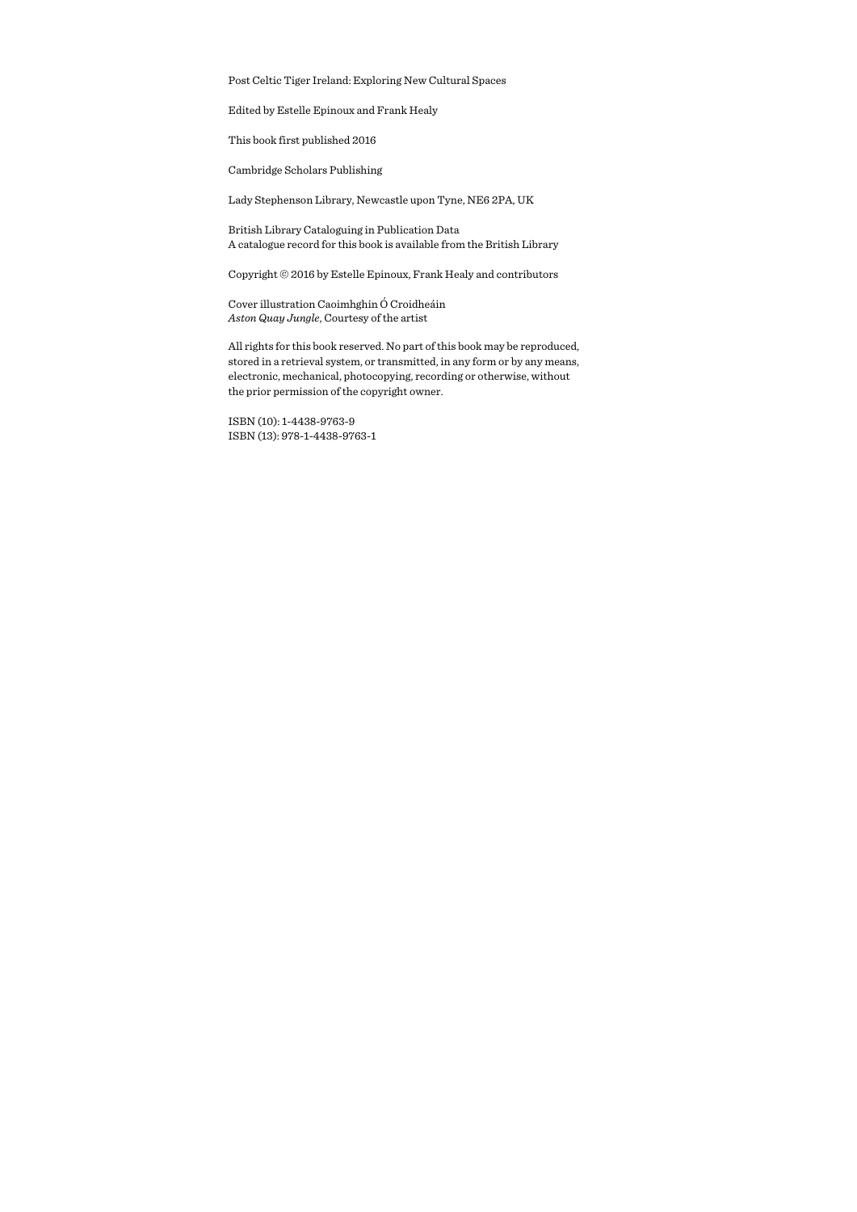Post Celtic Tiger Ireland: Exploring New Cultural Spaces

Edited by Estelle Epinoux and Frank Healy

This book first published 2016

Cambridge Scholars Publishing

Lady Stephenson Library, Newcastle upon Tyne, NE6 2PA, UK

British Library Cataloguing in Publication Data
A catalogue record for this book is available from the British Library

Copyright © 2016 by Estelle Epinoux, Frank Healy and contributors

Cover illustration Caoimhghin Ó Croidheáin
*Aston Quay Jungle*, Courtesy of the artist

All rights for this book reserved. No part of this book may be reproduced, stored in a retrieval system, or transmitted, in any form or by any means, electronic, mechanical, photocopying, recording or otherwise, without the prior permission of the copyright owner.

ISBN (10): 1-4438-9763-9
ISBN (13): 978-1-4438-9763-1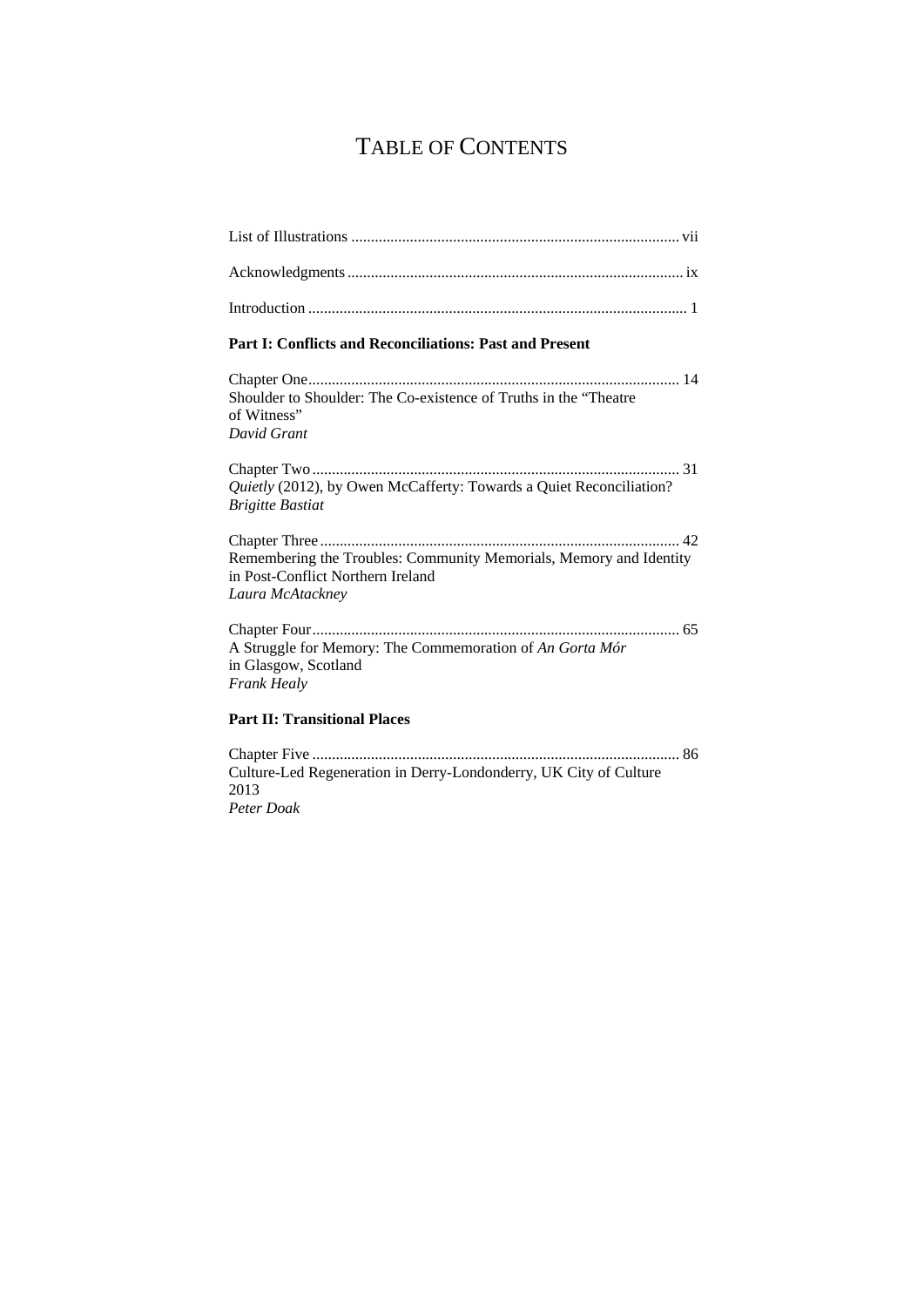# TABLE OF CONTENTS

List of Illustrations ..................................................................................... vii

Acknowledgments ........................................................................................ ix

Introduction ..................................................................................................... 1

**Part I: Conflicts and Reconciliations: Past and Present**

Chapter One ..................................................................................................... 14
Shoulder to Shoulder: The Co-existence of Truths in the "Theatre of Witness"
*David Grant*

Chapter Two ..................................................................................................... 31
*Quietly* (2012), by Owen McCafferty: Towards a Quiet Reconciliation?
*Brigitte Bastiat*

Chapter Three ................................................................................................... 42
Remembering the Troubles: Community Memorials, Memory and Identity in Post-Conflict Northern Ireland
*Laura McAtackney*

Chapter Four ..................................................................................................... 65
A Struggle for Memory: The Commemoration of *An Gorta Mór* in Glasgow, Scotland
*Frank Healy*

**Part II: Transitional Places**

Chapter Five ..................................................................................................... 86
Culture-Led Regeneration in Derry-Londonderry, UK City of Culture 2013
*Peter Doak*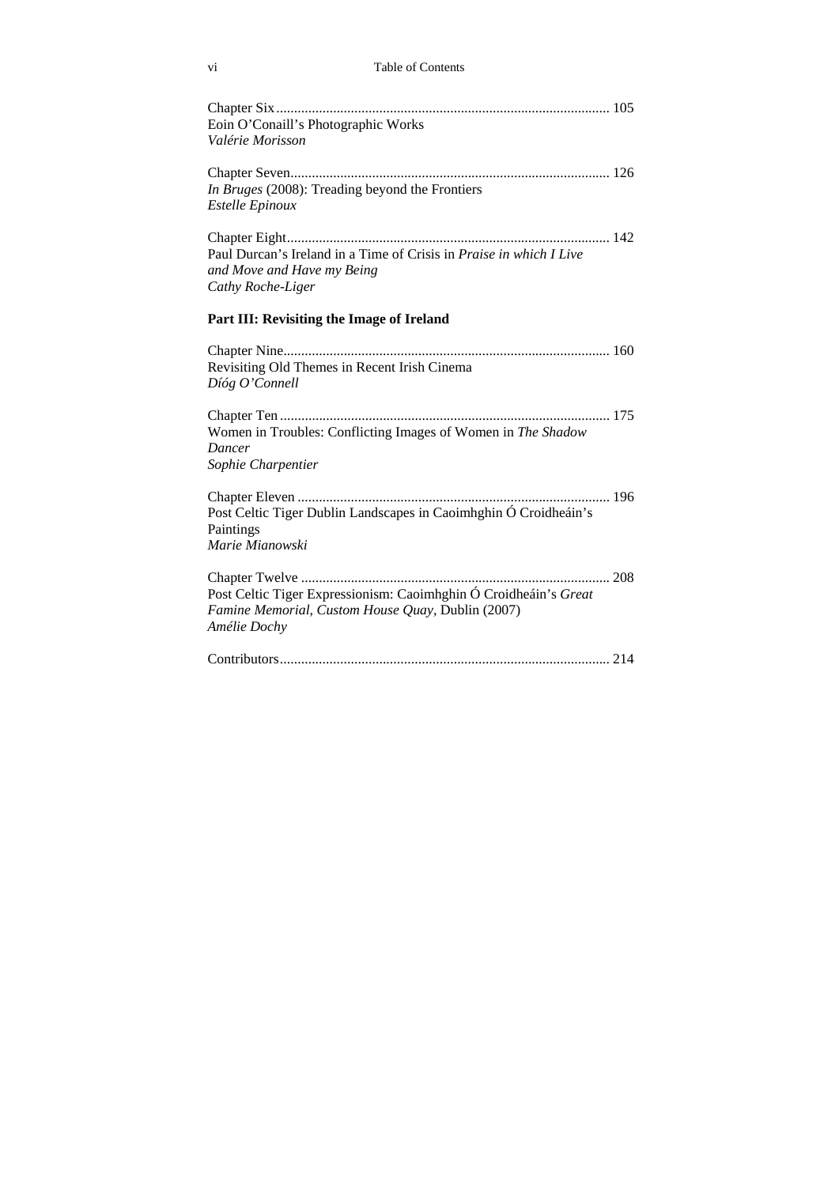Chapter Six ............................................................................................ 105
Eoin O'Conaill's Photographic Works
*Valérie Morisson*

Chapter Seven......................................................................................... 126
*In Bruges* (2008): Treading beyond the Frontiers
*Estelle Epinoux*

Chapter Eight.......................................................................................... 142
Paul Durcan's Ireland in a Time of Crisis in *Praise in which I Live and Move and Have my Being*
*Cathy Roche-Liger*

## Part III: Revisiting the Image of Ireland

Chapter Nine........................................................................................... 160
Revisiting Old Themes in Recent Irish Cinema
*Díóg O'Connell*

Chapter Ten ............................................................................................ 175
Women in Troubles: Conflicting Images of Women in *The Shadow Dancer*
*Sophie Charpentier*

Chapter Eleven ....................................................................................... 196
Post Celtic Tiger Dublin Landscapes in Caoimhghin Ó Croidheáin's Paintings
*Marie Mianowski*

Chapter Twelve ...................................................................................... 208
Post Celtic Tiger Expressionism: Caoimhghin Ó Croidheáin's *Great Famine Memorial, Custom House Quay*, Dublin (2007)
*Amélie Dochy*

Contributors............................................................................................ 214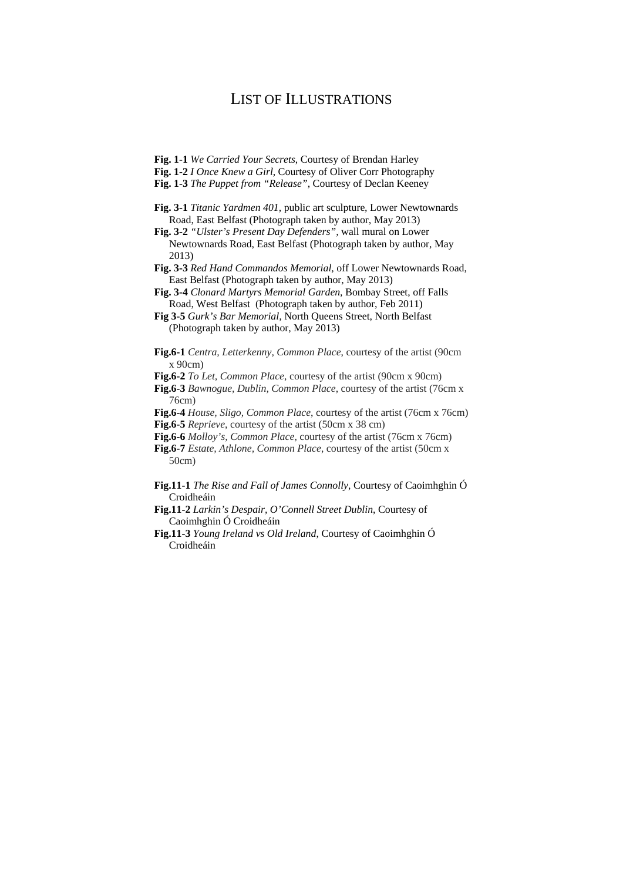# LIST OF ILLUSTRATIONS

**Fig. 1-1** *We Carried Your Secrets*, Courtesy of Brendan Harley
**Fig. 1-2** *I Once Knew a Girl*, Courtesy of Oliver Corr Photography
**Fig. 1-3** *The Puppet from "Release"*, Courtesy of Declan Keeney

**Fig. 3-1** *Titanic Yardmen 401*, public art sculpture, Lower Newtownards Road, East Belfast (Photograph taken by author, May 2013)
**Fig. 3-2** *"Ulster's Present Day Defenders"*, wall mural on Lower Newtownards Road, East Belfast (Photograph taken by author, May 2013)
**Fig. 3-3** *Red Hand Commandos Memorial*, off Lower Newtownards Road, East Belfast (Photograph taken by author, May 2013)
**Fig. 3-4** *Clonard Martyrs Memorial Garden*, Bombay Street, off Falls Road, West Belfast (Photograph taken by author, Feb 2011)
**Fig 3-5** *Gurk's Bar Memorial*, North Queens Street, North Belfast (Photograph taken by author, May 2013)

**Fig.6-1** *Centra, Letterkenny, Common Place*, courtesy of the artist (90cm x 90cm)
**Fig.6-2** *To Let, Common Place*, courtesy of the artist (90cm x 90cm)
**Fig.6-3** *Bawnogue, Dublin, Common Place*, courtesy of the artist (76cm x 76cm)
**Fig.6-4** *House, Sligo, Common Place*, courtesy of the artist (76cm x 76cm)
**Fig.6-5** *Reprieve*, courtesy of the artist (50cm x 38 cm)
**Fig.6-6** *Molloy's, Common Place*, courtesy of the artist (76cm x 76cm)
**Fig.6-7** *Estate, Athlone, Common Place*, courtesy of the artist (50cm x 50cm)

**Fig.11-1** *The Rise and Fall of James Connolly*, Courtesy of Caoimhghin Ó Croidheáin
**Fig.11-2** *Larkin's Despair, O'Connell Street Dublin*, Courtesy of Caoimhghin Ó Croidheáin
**Fig.11-3** *Young Ireland vs Old Ireland*, Courtesy of Caoimhghin Ó Croidheáin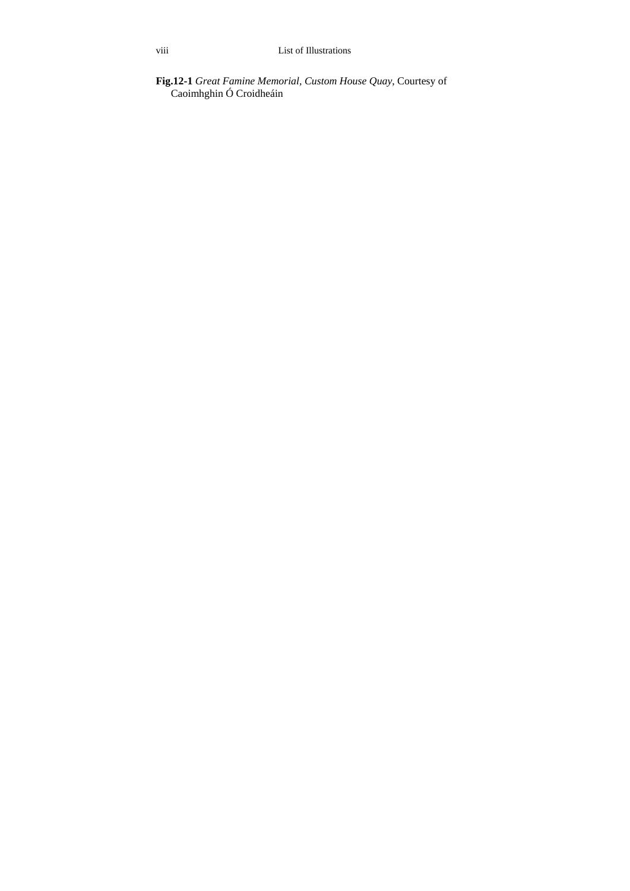**Fig.12-1** *Great Famine Memorial, Custom House Quay*, Courtesy of Caoimhghin Ó Croidheáin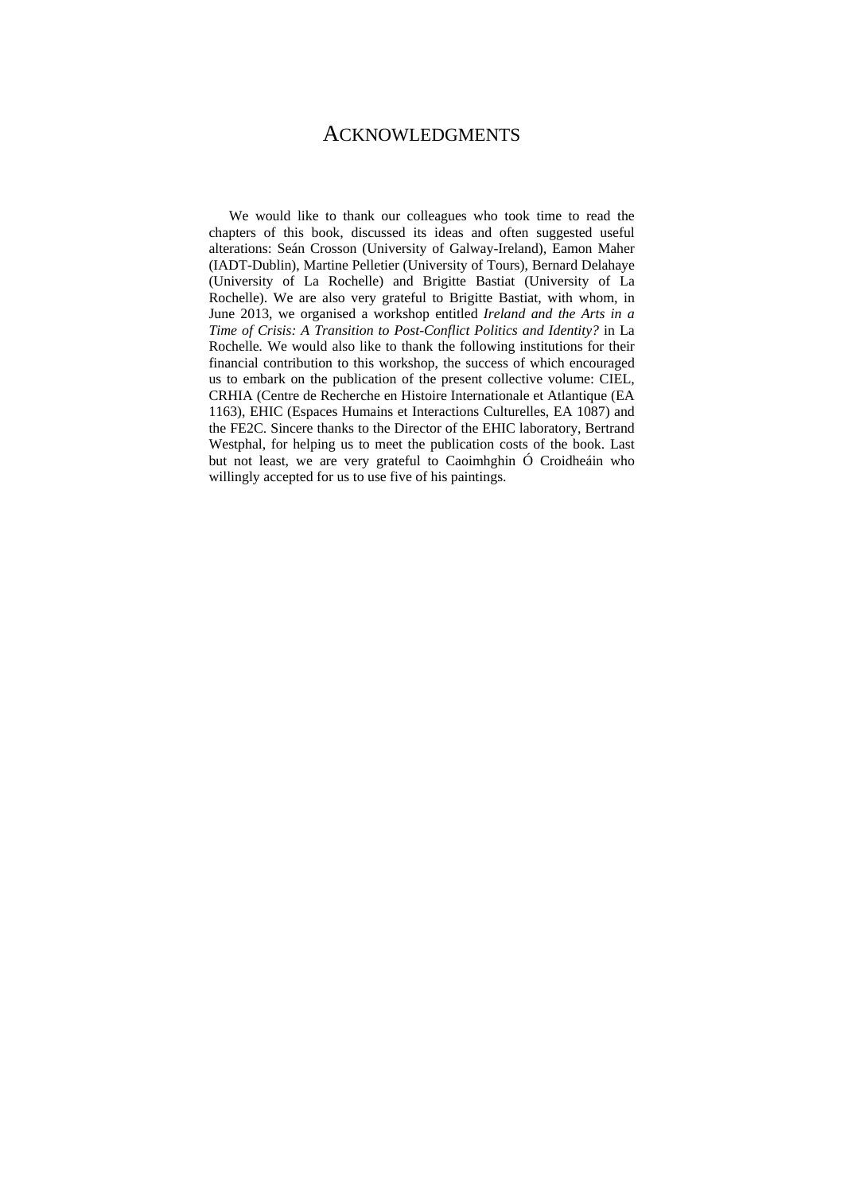# ACKNOWLEDGMENTS

We would like to thank our colleagues who took time to read the chapters of this book, discussed its ideas and often suggested useful alterations: Seán Crosson (University of Galway-Ireland), Eamon Maher (IADT-Dublin), Martine Pelletier (University of Tours), Bernard Delahaye (University of La Rochelle) and Brigitte Bastiat (University of La Rochelle). We are also very grateful to Brigitte Bastiat, with whom, in June 2013, we organised a workshop entitled *Ireland and the Arts in a Time of Crisis: A Transition to Post-Conflict Politics and Identity?* in La Rochelle. We would also like to thank the following institutions for their financial contribution to this workshop, the success of which encouraged us to embark on the publication of the present collective volume: CIEL, CRHIA (Centre de Recherche en Histoire Internationale et Atlantique (EA 1163), EHIC (Espaces Humains et Interactions Culturelles, EA 1087) and the FE2C. Sincere thanks to the Director of the EHIC laboratory, Bertrand Westphal, for helping us to meet the publication costs of the book. Last but not least, we are very grateful to Caoimhghin Ó Croidheáin who willingly accepted for us to use five of his paintings.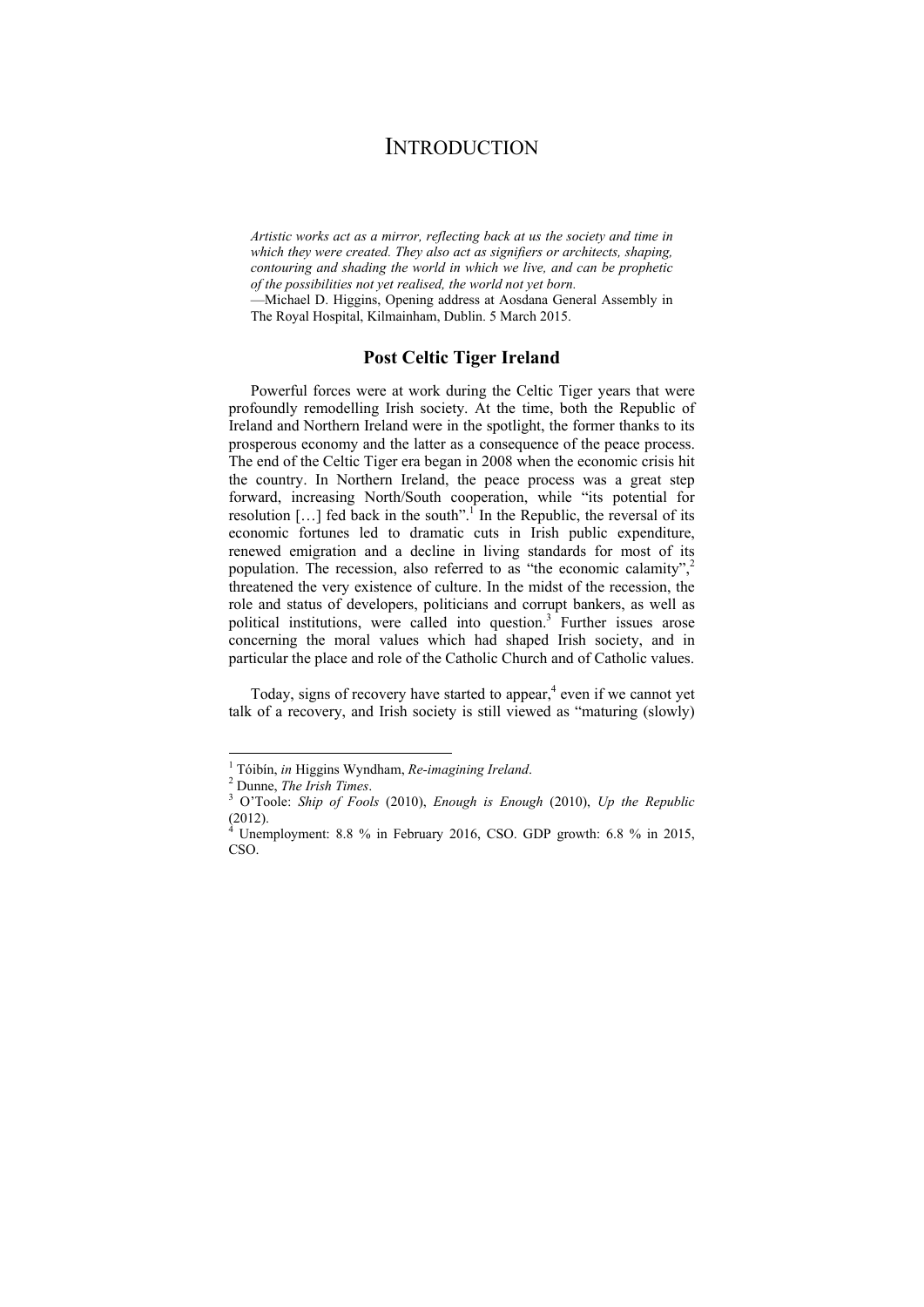# INTRODUCTION

*Artistic works act as a mirror, reflecting back at us the society and time in which they were created. They also act as signifiers or architects, shaping, contouring and shading the world in which we live, and can be prophetic of the possibilities not yet realised, the world not yet born.*

—Michael D. Higgins, Opening address at Aosdana General Assembly in The Royal Hospital, Kilmainham, Dublin. 5 March 2015.

## Post Celtic Tiger Ireland

Powerful forces were at work during the Celtic Tiger years that were profoundly remodelling Irish society. At the time, both the Republic of Ireland and Northern Ireland were in the spotlight, the former thanks to its prosperous economy and the latter as a consequence of the peace process. The end of the Celtic Tiger era began in 2008 when the economic crisis hit the country. In Northern Ireland, the peace process was a great step forward, increasing North/South cooperation, while "its potential for resolution […] fed back in the south".[1] In the Republic, the reversal of its economic fortunes led to dramatic cuts in Irish public expenditure, renewed emigration and a decline in living standards for most of its population. The recession, also referred to as "the economic calamity",[2] threatened the very existence of culture. In the midst of the recession, the role and status of developers, politicians and corrupt bankers, as well as political institutions, were called into question.[3] Further issues arose concerning the moral values which had shaped Irish society, and in particular the place and role of the Catholic Church and of Catholic values.

Today, signs of recovery have started to appear,[4] even if we cannot yet talk of a recovery, and Irish society is still viewed as "maturing (slowly)

---

[1] Tóibín, *in* Higgins Wyndham, *Re-imagining Ireland*.

[2] Dunne, *The Irish Times*.

[3] O'Toole: *Ship of Fools* (2010), *Enough is Enough* (2010), *Up the Republic* (2012).

[4] Unemployment: 8.8 % in February 2016, CSO. GDP growth: 6.8 % in 2015, CSO.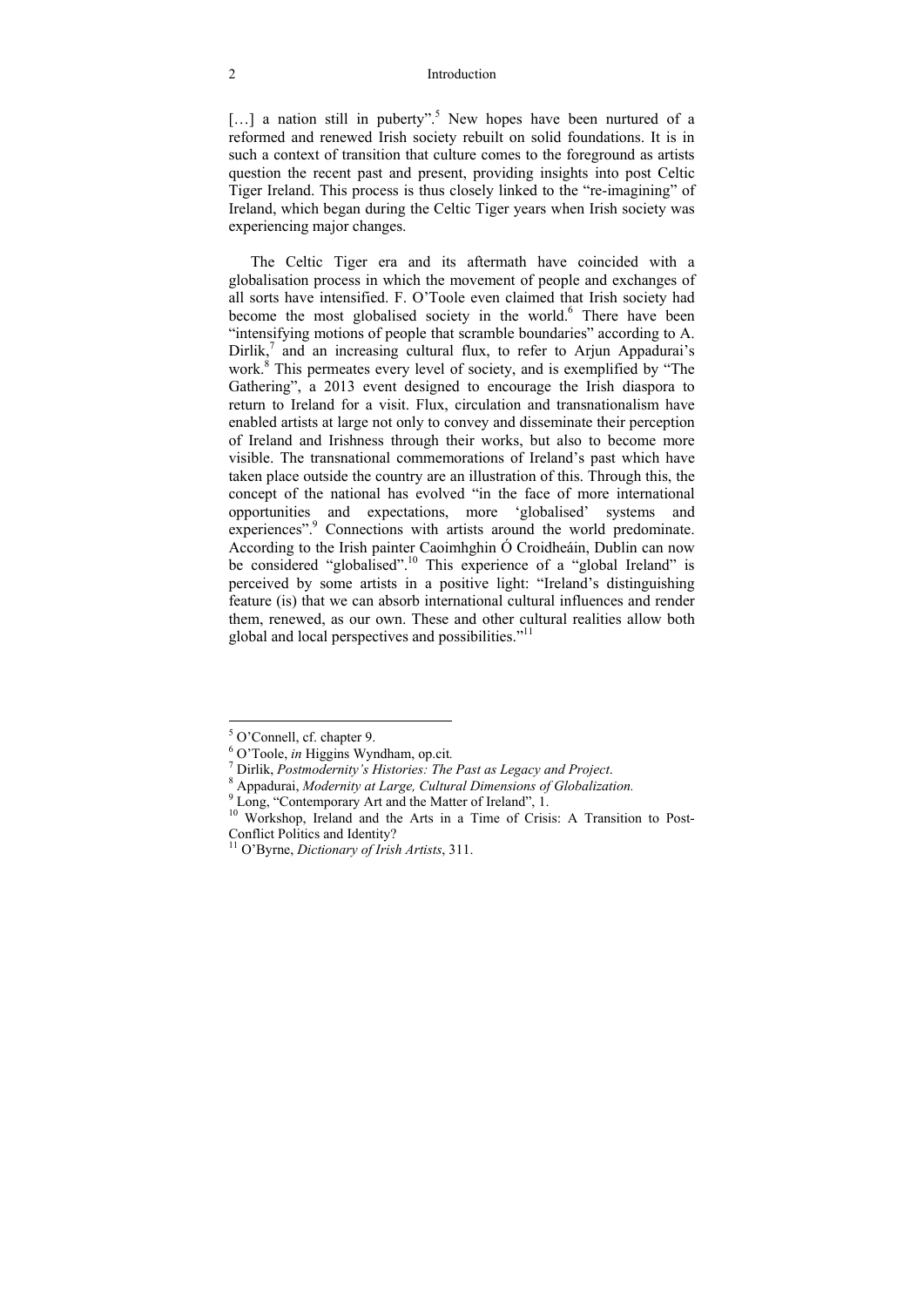[…] a nation still in puberty”.[5] New hopes have been nurtured of a reformed and renewed Irish society rebuilt on solid foundations. It is in such a context of transition that culture comes to the foreground as artists question the recent past and present, providing insights into post Celtic Tiger Ireland. This process is thus closely linked to the “re-imagining” of Ireland, which began during the Celtic Tiger years when Irish society was experiencing major changes.

The Celtic Tiger era and its aftermath have coincided with a globalisation process in which the movement of people and exchanges of all sorts have intensified. F. O’Toole even claimed that Irish society had become the most globalised society in the world.[6] There have been “intensifying motions of people that scramble boundaries” according to A. Dirlik,[7] and an increasing cultural flux, to refer to Arjun Appadurai’s work.[8] This permeates every level of society, and is exemplified by “The Gathering”, a 2013 event designed to encourage the Irish diaspora to return to Ireland for a visit. Flux, circulation and transnationalism have enabled artists at large not only to convey and disseminate their perception of Ireland and Irishness through their works, but also to become more visible. The transnational commemorations of Ireland’s past which have taken place outside the country are an illustration of this. Through this, the concept of the national has evolved “in the face of more international opportunities and expectations, more ‘globalised’ systems and experiences”.[9] Connections with artists around the world predominate. According to the Irish painter Caoimhghin Ó Croidheáin, Dublin can now be considered “globalised”.[10] This experience of a “global Ireland” is perceived by some artists in a positive light: “Ireland’s distinguishing feature (is) that we can absorb international cultural influences and render them, renewed, as our own. These and other cultural realities allow both global and local perspectives and possibilities.”[11]

---

[5] O’Connell, cf. chapter 9.

[6] O’Toole, *in* Higgins Wyndham, op.cit.

[7] Dirlik, *Postmodernity’s Histories: The Past as Legacy and Project*.

[8] Appadurai, *Modernity at Large, Cultural Dimensions of Globalization.*

[9] Long, “Contemporary Art and the Matter of Ireland”, 1.

[10] Workshop, Ireland and the Arts in a Time of Crisis: A Transition to Post-Conflict Politics and Identity?

[11] O’Byrne, *Dictionary of Irish Artists*, 311.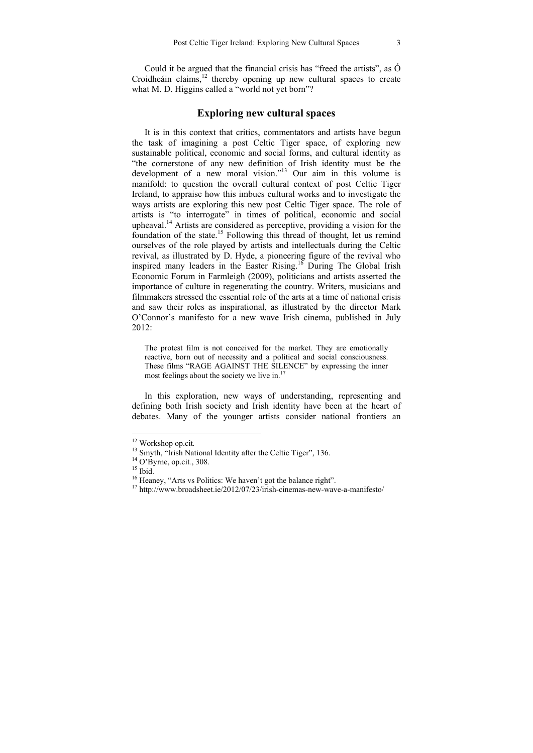Could it be argued that the financial crisis has "freed the artists", as Ó Croidheáin claims,[12] thereby opening up new cultural spaces to create what M. D. Higgins called a "world not yet born"?

## Exploring new cultural spaces

It is in this context that critics, commentators and artists have begun the task of imagining a post Celtic Tiger space, of exploring new sustainable political, economic and social forms, and cultural identity as "the cornerstone of any new definition of Irish identity must be the development of a new moral vision."[13] Our aim in this volume is manifold: to question the overall cultural context of post Celtic Tiger Ireland, to appraise how this imbues cultural works and to investigate the ways artists are exploring this new post Celtic Tiger space. The role of artists is "to interrogate" in times of political, economic and social upheaval.[14] Artists are considered as perceptive, providing a vision for the foundation of the state.[15] Following this thread of thought, let us remind ourselves of the role played by artists and intellectuals during the Celtic revival, as illustrated by D. Hyde, a pioneering figure of the revival who inspired many leaders in the Easter Rising.[16] During The Global Irish Economic Forum in Farmleigh (2009), politicians and artists asserted the importance of culture in regenerating the country. Writers, musicians and filmmakers stressed the essential role of the arts at a time of national crisis and saw their roles as inspirational, as illustrated by the director Mark O'Connor's manifesto for a new wave Irish cinema, published in July 2012:

> The protest film is not conceived for the market. They are emotionally reactive, born out of necessity and a political and social consciousness. These films "RAGE AGAINST THE SILENCE" by expressing the inner most feelings about the society we live in.[17]

In this exploration, new ways of understanding, representing and defining both Irish society and Irish identity have been at the heart of debates. Many of the younger artists consider national frontiers an

---

[12] Workshop op.cit.

[13] Smyth, "Irish National Identity after the Celtic Tiger", 136.

[14] O'Byrne, op.cit., 308.

[15] Ibid.

[16] Heaney, "Arts vs Politics: We haven't got the balance right".

[17] http://www.broadsheet.ie/2012/07/23/irish-cinemas-new-wave-a-manifesto/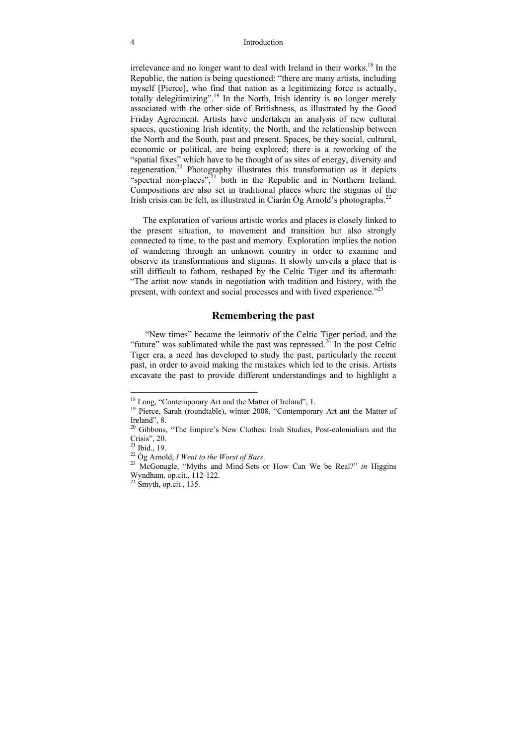irrelevance and no longer want to deal with Ireland in their works.[18] In the Republic, the nation is being questioned: "there are many artists, including myself [Pierce], who find that nation as a legitimizing force is actually, totally delegitimizing".[19] In the North, Irish identity is no longer merely associated with the other side of Britishness, as illustrated by the Good Friday Agreement. Artists have undertaken an analysis of new cultural spaces, questioning Irish identity, the North, and the relationship between the North and the South, past and present. Spaces, be they social, cultural, economic or political, are being explored; there is a reworking of the "spatial fixes" which have to be thought of as sites of energy, diversity and regeneration.[20] Photography illustrates this transformation as it depicts "spectral non-places",[21] both in the Republic and in Northern Ireland. Compositions are also set in traditional places where the stigmas of the Irish crisis can be felt, as illustrated in Ciarán Óg Arnold's photographs.[22]

The exploration of various artistic works and places is closely linked to the present situation, to movement and transition but also strongly connected to time, to the past and memory. Exploration implies the notion of wandering through an unknown country in order to examine and observe its transformations and stigmas. It slowly unveils a place that is still difficult to fathom, reshaped by the Celtic Tiger and its aftermath: "The artist now stands in negotiation with tradition and history, with the present, with context and social processes and with lived experience."[23]

## Remembering the past

"New times" became the leitmotiv of the Celtic Tiger period, and the "future" was sublimated while the past was repressed.[24] In the post Celtic Tiger era, a need has developed to study the past, particularly the recent past, in order to avoid making the mistakes which led to the crisis. Artists excavate the past to provide different understandings and to highlight a

---

[18] Long, "Contemporary Art and the Matter of Ireland", 1.

[19] Pierce, Sarah (roundtable), winter 2008, "Contemporary Art ant the Matter of Ireland", 8.

[20] Gibbons, "The Empire's New Clothes: Irish Studies, Post-colonialism and the Crisis", 20.

[21] Ibid., 19.

[22] Óg Arnold, *I Went to the Worst of Bars*.

[23] McGonagle, "Myths and Mind-Sets or How Can We be Real?" *in* Higgins Wyndham, op.cit., 112-122.

[24] Smyth, op.cit., 135.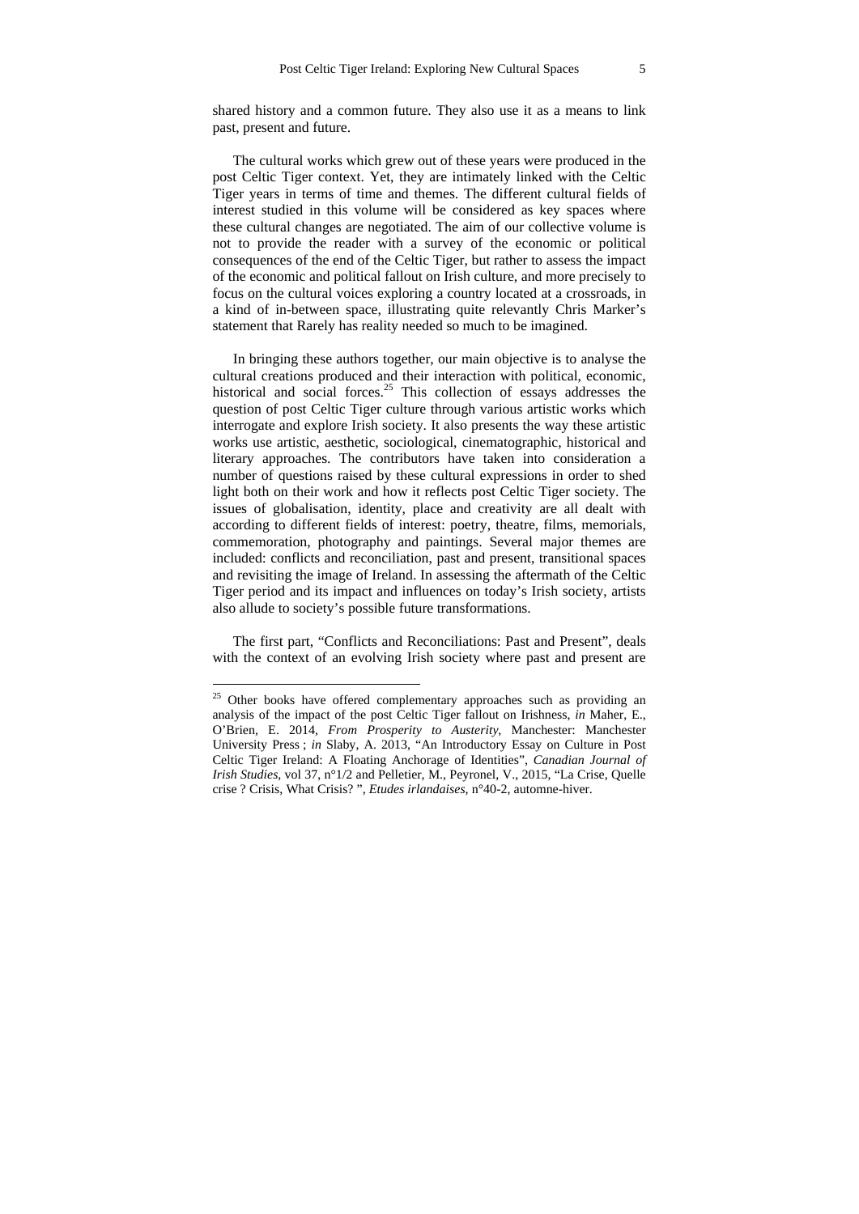shared history and a common future. They also use it as a means to link past, present and future.

The cultural works which grew out of these years were produced in the post Celtic Tiger context. Yet, they are intimately linked with the Celtic Tiger years in terms of time and themes. The different cultural fields of interest studied in this volume will be considered as key spaces where these cultural changes are negotiated. The aim of our collective volume is not to provide the reader with a survey of the economic or political consequences of the end of the Celtic Tiger, but rather to assess the impact of the economic and political fallout on Irish culture, and more precisely to focus on the cultural voices exploring a country located at a crossroads, in a kind of in-between space, illustrating quite relevantly Chris Marker's statement that Rarely has reality needed so much to be imagined.

In bringing these authors together, our main objective is to analyse the cultural creations produced and their interaction with political, economic, historical and social forces.[25] This collection of essays addresses the question of post Celtic Tiger culture through various artistic works which interrogate and explore Irish society. It also presents the way these artistic works use artistic, aesthetic, sociological, cinematographic, historical and literary approaches. The contributors have taken into consideration a number of questions raised by these cultural expressions in order to shed light both on their work and how it reflects post Celtic Tiger society. The issues of globalisation, identity, place and creativity are all dealt with according to different fields of interest: poetry, theatre, films, memorials, commemoration, photography and paintings. Several major themes are included: conflicts and reconciliation, past and present, transitional spaces and revisiting the image of Ireland. In assessing the aftermath of the Celtic Tiger period and its impact and influences on today's Irish society, artists also allude to society's possible future transformations.

The first part, "Conflicts and Reconciliations: Past and Present", deals with the context of an evolving Irish society where past and present are

---

[25] Other books have offered complementary approaches such as providing an analysis of the impact of the post Celtic Tiger fallout on Irishness, *in* Maher, E., O'Brien, E. 2014, *From Prosperity to Austerity*, Manchester: Manchester University Press ; *in* Slaby, A. 2013, "An Introductory Essay on Culture in Post Celtic Tiger Ireland: A Floating Anchorage of Identities", *Canadian Journal of Irish Studies*, vol 37, n°1/2 and Pelletier, M., Peyronel, V., 2015, "La Crise, Quelle crise ? Crisis, What Crisis? ", *Etudes irlandaises*, n°40-2, automne-hiver.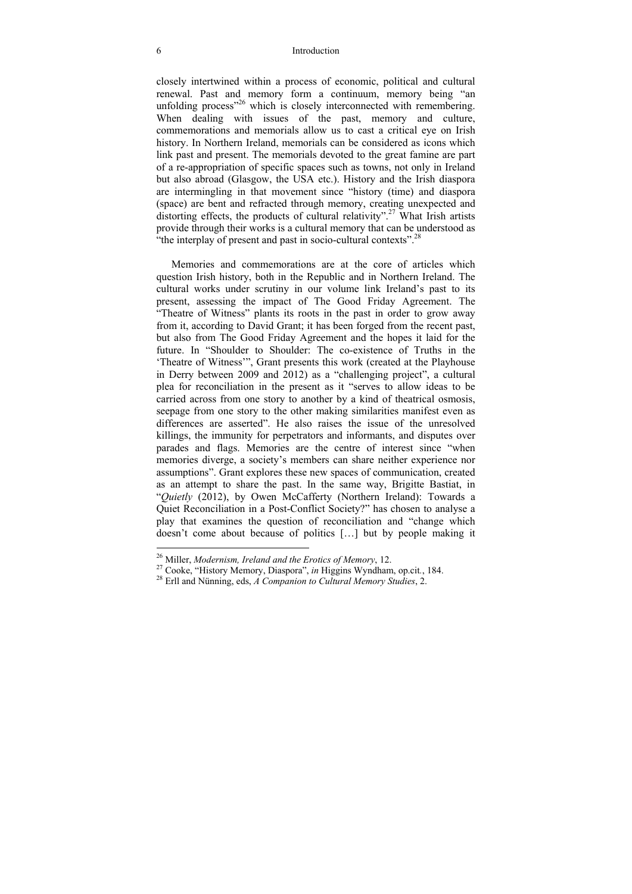closely intertwined within a process of economic, political and cultural renewal. Past and memory form a continuum, memory being "an unfolding process"[26] which is closely interconnected with remembering. When dealing with issues of the past, memory and culture, commemorations and memorials allow us to cast a critical eye on Irish history. In Northern Ireland, memorials can be considered as icons which link past and present. The memorials devoted to the great famine are part of a re-appropriation of specific spaces such as towns, not only in Ireland but also abroad (Glasgow, the USA etc.). History and the Irish diaspora are intermingling in that movement since "history (time) and diaspora (space) are bent and refracted through memory, creating unexpected and distorting effects, the products of cultural relativity".[27] What Irish artists provide through their works is a cultural memory that can be understood as "the interplay of present and past in socio-cultural contexts".[28]

Memories and commemorations are at the core of articles which question Irish history, both in the Republic and in Northern Ireland. The cultural works under scrutiny in our volume link Ireland's past to its present, assessing the impact of The Good Friday Agreement. The "Theatre of Witness" plants its roots in the past in order to grow away from it, according to David Grant; it has been forged from the recent past, but also from The Good Friday Agreement and the hopes it laid for the future. In "Shoulder to Shoulder: The co-existence of Truths in the 'Theatre of Witness'", Grant presents this work (created at the Playhouse in Derry between 2009 and 2012) as a "challenging project", a cultural plea for reconciliation in the present as it "serves to allow ideas to be carried across from one story to another by a kind of theatrical osmosis, seepage from one story to the other making similarities manifest even as differences are asserted". He also raises the issue of the unresolved killings, the immunity for perpetrators and informants, and disputes over parades and flags. Memories are the centre of interest since "when memories diverge, a society's members can share neither experience nor assumptions". Grant explores these new spaces of communication, created as an attempt to share the past. In the same way, Brigitte Bastiat, in "*Quietly* (2012), by Owen McCafferty (Northern Ireland): Towards a Quiet Reconciliation in a Post-Conflict Society?" has chosen to analyse a play that examines the question of reconciliation and "change which doesn't come about because of politics […] but by people making it

---

[26] Miller, *Modernism, Ireland and the Erotics of Memory*, 12.

[27] Cooke, "History Memory, Diaspora", *in* Higgins Wyndham, op.cit., 184.

[28] Erll and Nünning, eds, *A Companion to Cultural Memory Studies*, 2.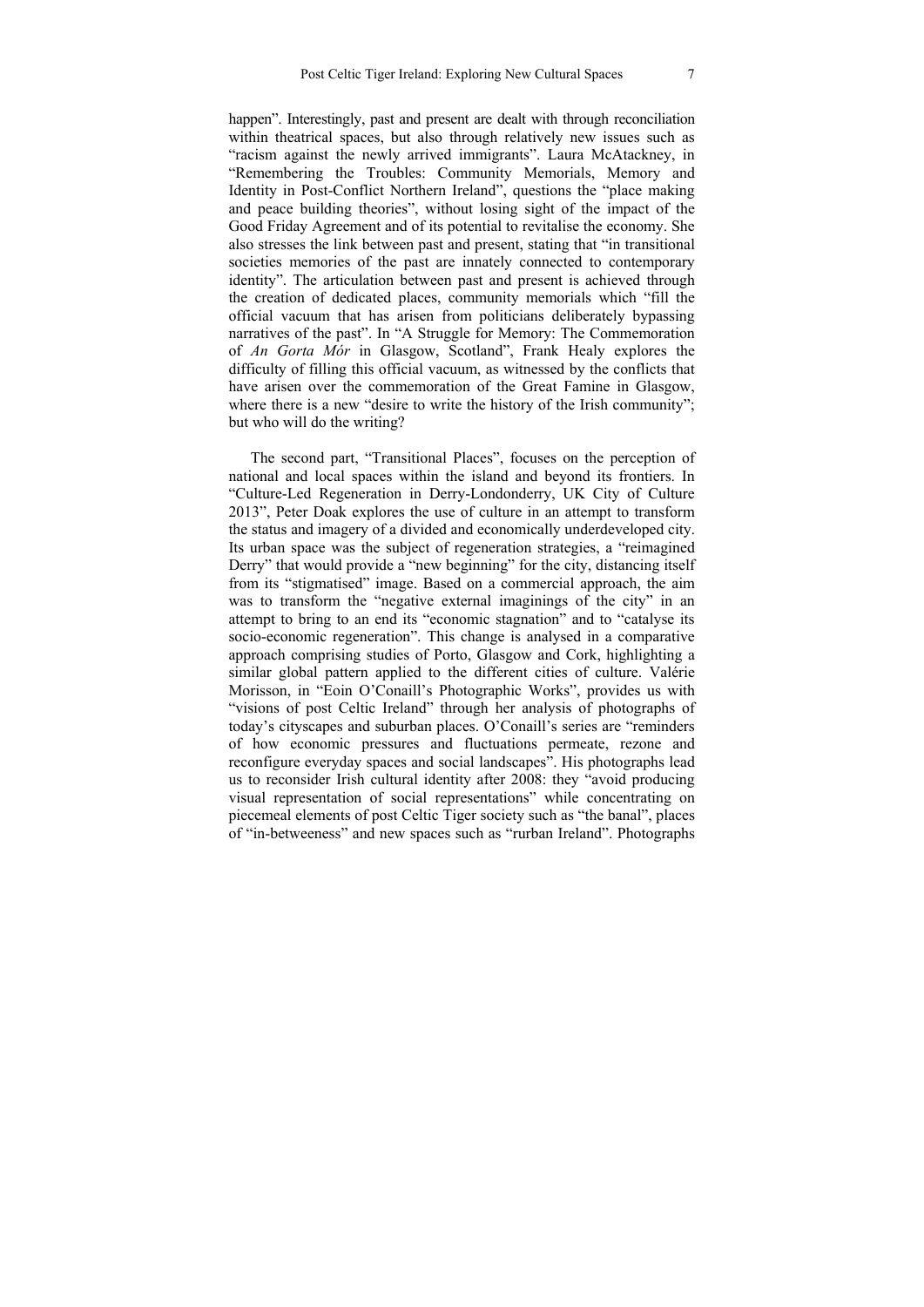happen". Interestingly, past and present are dealt with through reconciliation within theatrical spaces, but also through relatively new issues such as "racism against the newly arrived immigrants". Laura McAtackney, in "Remembering the Troubles: Community Memorials, Memory and Identity in Post-Conflict Northern Ireland", questions the "place making and peace building theories", without losing sight of the impact of the Good Friday Agreement and of its potential to revitalise the economy. She also stresses the link between past and present, stating that "in transitional societies memories of the past are innately connected to contemporary identity". The articulation between past and present is achieved through the creation of dedicated places, community memorials which "fill the official vacuum that has arisen from politicians deliberately bypassing narratives of the past". In "A Struggle for Memory: The Commemoration of *An Gorta Mór* in Glasgow, Scotland", Frank Healy explores the difficulty of filling this official vacuum, as witnessed by the conflicts that have arisen over the commemoration of the Great Famine in Glasgow, where there is a new "desire to write the history of the Irish community"; but who will do the writing?

The second part, "Transitional Places", focuses on the perception of national and local spaces within the island and beyond its frontiers. In "Culture-Led Regeneration in Derry-Londonderry, UK City of Culture 2013", Peter Doak explores the use of culture in an attempt to transform the status and imagery of a divided and economically underdeveloped city. Its urban space was the subject of regeneration strategies, a "reimagined Derry" that would provide a "new beginning" for the city, distancing itself from its "stigmatised" image. Based on a commercial approach, the aim was to transform the "negative external imaginings of the city" in an attempt to bring to an end its "economic stagnation" and to "catalyse its socio-economic regeneration". This change is analysed in a comparative approach comprising studies of Porto, Glasgow and Cork, highlighting a similar global pattern applied to the different cities of culture. Valérie Morisson, in "Eoin O'Conaill's Photographic Works", provides us with "visions of post Celtic Ireland" through her analysis of photographs of today's cityscapes and suburban places. O'Conaill's series are "reminders of how economic pressures and fluctuations permeate, rezone and reconfigure everyday spaces and social landscapes". His photographs lead us to reconsider Irish cultural identity after 2008: they "avoid producing visual representation of social representations" while concentrating on piecemeal elements of post Celtic Tiger society such as "the banal", places of "in-betweeness" and new spaces such as "rurban Ireland". Photographs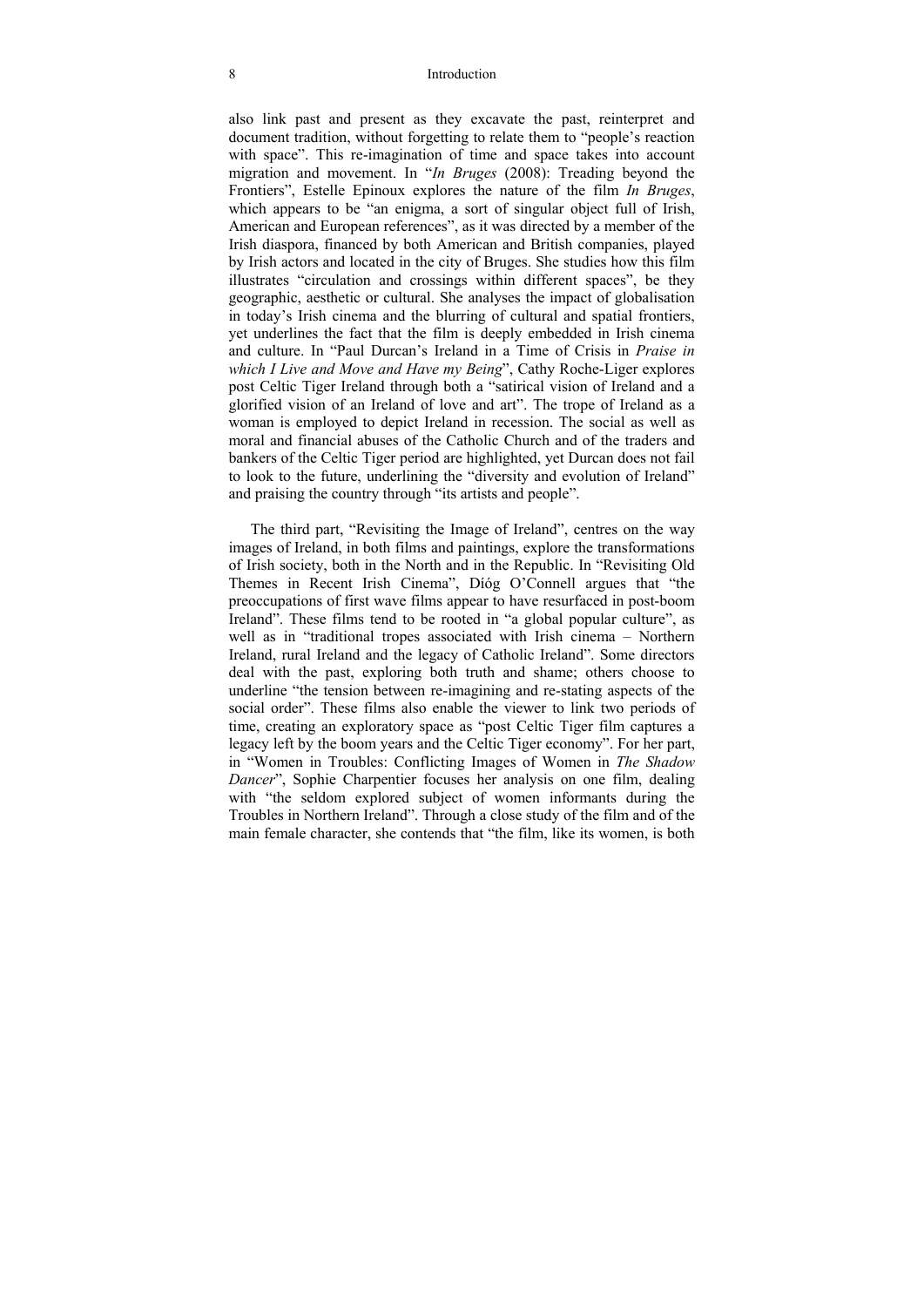also link past and present as they excavate the past, reinterpret and document tradition, without forgetting to relate them to "people's reaction with space". This re-imagination of time and space takes into account migration and movement. In "*In Bruges* (2008): Treading beyond the Frontiers", Estelle Epinoux explores the nature of the film *In Bruges*, which appears to be "an enigma, a sort of singular object full of Irish, American and European references", as it was directed by a member of the Irish diaspora, financed by both American and British companies, played by Irish actors and located in the city of Bruges. She studies how this film illustrates "circulation and crossings within different spaces", be they geographic, aesthetic or cultural. She analyses the impact of globalisation in today's Irish cinema and the blurring of cultural and spatial frontiers, yet underlines the fact that the film is deeply embedded in Irish cinema and culture. In "Paul Durcan's Ireland in a Time of Crisis in *Praise in which I Live and Move and Have my Being*", Cathy Roche-Liger explores post Celtic Tiger Ireland through both a "satirical vision of Ireland and a glorified vision of an Ireland of love and art". The trope of Ireland as a woman is employed to depict Ireland in recession. The social as well as moral and financial abuses of the Catholic Church and of the traders and bankers of the Celtic Tiger period are highlighted, yet Durcan does not fail to look to the future, underlining the "diversity and evolution of Ireland" and praising the country through "its artists and people".

The third part, "Revisiting the Image of Ireland", centres on the way images of Ireland, in both films and paintings, explore the transformations of Irish society, both in the North and in the Republic. In "Revisiting Old Themes in Recent Irish Cinema", Díóg O'Connell argues that "the preoccupations of first wave films appear to have resurfaced in post-boom Ireland". These films tend to be rooted in "a global popular culture", as well as in "traditional tropes associated with Irish cinema – Northern Ireland, rural Ireland and the legacy of Catholic Ireland". Some directors deal with the past, exploring both truth and shame; others choose to underline "the tension between re-imagining and re-stating aspects of the social order". These films also enable the viewer to link two periods of time, creating an exploratory space as "post Celtic Tiger film captures a legacy left by the boom years and the Celtic Tiger economy". For her part, in "Women in Troubles: Conflicting Images of Women in *The Shadow Dancer*", Sophie Charpentier focuses her analysis on one film, dealing with "the seldom explored subject of women informants during the Troubles in Northern Ireland". Through a close study of the film and of the main female character, she contends that "the film, like its women, is both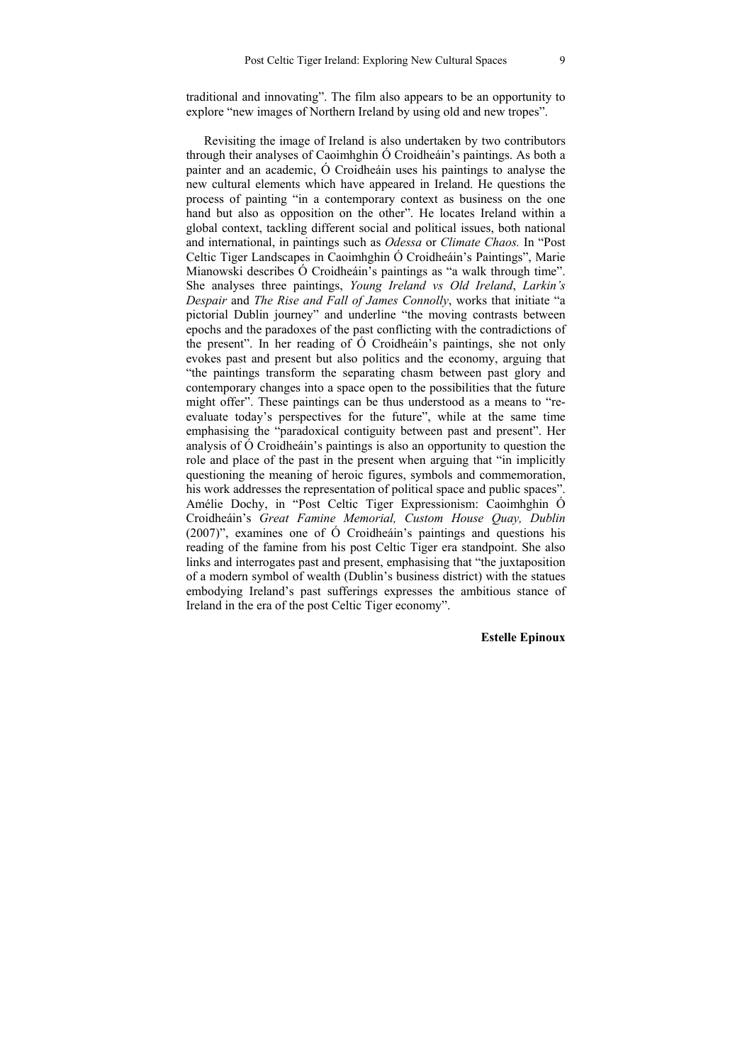traditional and innovating". The film also appears to be an opportunity to explore "new images of Northern Ireland by using old and new tropes".

Revisiting the image of Ireland is also undertaken by two contributors through their analyses of Caoimhghin Ó Croidheáin's paintings. As both a painter and an academic, Ó Croidheáin uses his paintings to analyse the new cultural elements which have appeared in Ireland. He questions the process of painting "in a contemporary context as business on the one hand but also as opposition on the other". He locates Ireland within a global context, tackling different social and political issues, both national and international, in paintings such as *Odessa* or *Climate Chaos.* In "Post Celtic Tiger Landscapes in Caoimhghin Ó Croidheáin's Paintings", Marie Mianowski describes Ó Croidheáin's paintings as "a walk through time". She analyses three paintings, *Young Ireland vs Old Ireland*, *Larkin's Despair* and *The Rise and Fall of James Connolly*, works that initiate "a pictorial Dublin journey" and underline "the moving contrasts between epochs and the paradoxes of the past conflicting with the contradictions of the present". In her reading of Ó Croidheáin's paintings, she not only evokes past and present but also politics and the economy, arguing that "the paintings transform the separating chasm between past glory and contemporary changes into a space open to the possibilities that the future might offer". These paintings can be thus understood as a means to "re-evaluate today's perspectives for the future", while at the same time emphasising the "paradoxical contiguity between past and present". Her analysis of Ó Croidheáin's paintings is also an opportunity to question the role and place of the past in the present when arguing that "in implicitly questioning the meaning of heroic figures, symbols and commemoration, his work addresses the representation of political space and public spaces". Amélie Dochy, in "Post Celtic Tiger Expressionism: Caoimhghin Ó Croidheáin's *Great Famine Memorial, Custom House Quay, Dublin* (2007)", examines one of Ó Croidheáin's paintings and questions his reading of the famine from his post Celtic Tiger era standpoint. She also links and interrogates past and present, emphasising that "the juxtaposition of a modern symbol of wealth (Dublin's business district) with the statues embodying Ireland's past sufferings expresses the ambitious stance of Ireland in the era of the post Celtic Tiger economy".

**Estelle Epinoux**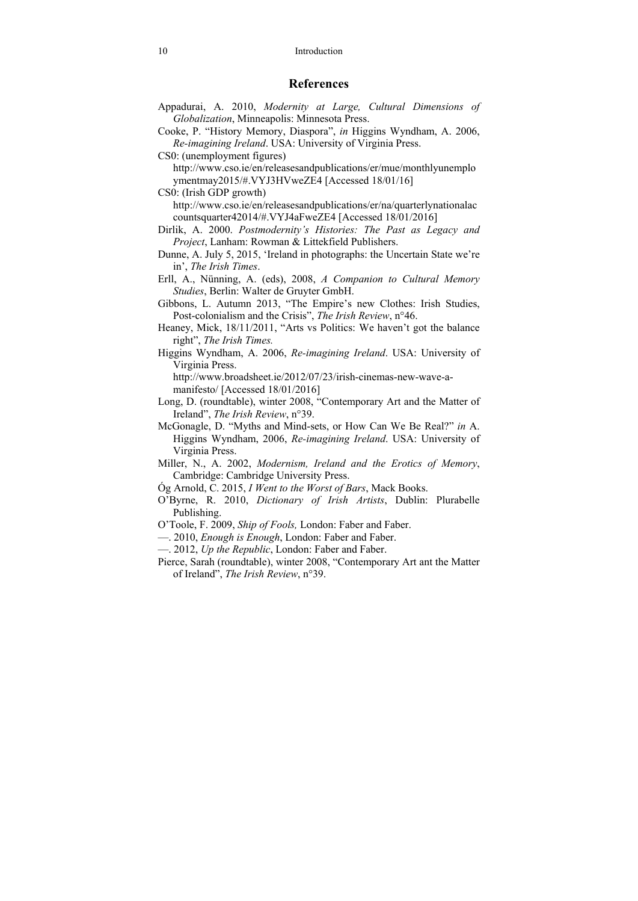## References

Appadurai, A. 2010, *Modernity at Large, Cultural Dimensions of Globalization*, Minneapolis: Minnesota Press.

Cooke, P. "History Memory, Diaspora", *in* Higgins Wyndham, A. 2006, *Re-imagining Ireland*. USA: University of Virginia Press.

CS0: (unemployment figures) http://www.cso.ie/en/releasesandpublications/er/mue/monthlyunemploymentmay2015/#.VYJ3HVweZE4 [Accessed 18/01/16]

CS0: (Irish GDP growth) http://www.cso.ie/en/releasesandpublications/er/na/quarterlynationalaccountsquarter42014/#.VYJ4aFweZE4 [Accessed 18/01/2016]

Dirlik, A. 2000. *Postmodernity's Histories: The Past as Legacy and Project*, Lanham: Rowman & Littekfield Publishers.

Dunne, A. July 5, 2015, 'Ireland in photographs: the Uncertain State we're in', *The Irish Times*.

Erll, A., Nünning, A. (eds), 2008, *A Companion to Cultural Memory Studies*, Berlin: Walter de Gruyter GmbH.

Gibbons, L. Autumn 2013, "The Empire's new Clothes: Irish Studies, Post-colonialism and the Crisis", *The Irish Review*, n°46.

Heaney, Mick, 18/11/2011, "Arts vs Politics: We haven't got the balance right", *The Irish Times.*

Higgins Wyndham, A. 2006, *Re-imagining Ireland*. USA: University of Virginia Press.
http://www.broadsheet.ie/2012/07/23/irish-cinemas-new-wave-a-manifesto/ [Accessed 18/01/2016]

Long, D. (roundtable), winter 2008, "Contemporary Art and the Matter of Ireland", *The Irish Review*, n°39.

McGonagle, D. "Myths and Mind-sets, or How Can We Be Real?" *in* A. Higgins Wyndham, 2006, *Re-imagining Ireland*. USA: University of Virginia Press.

Miller, N., A. 2002, *Modernism, Ireland and the Erotics of Memory*, Cambridge: Cambridge University Press.

Óg Arnold, C. 2015, *I Went to the Worst of Bars*, Mack Books.

O'Byrne, R. 2010, *Dictionary of Irish Artists*, Dublin: Plurabelle Publishing.

O'Toole, F. 2009, *Ship of Fools,* London: Faber and Faber.

—. 2010, *Enough is Enough*, London: Faber and Faber.

—. 2012, *Up the Republic*, London: Faber and Faber.

Pierce, Sarah (roundtable), winter 2008, "Contemporary Art ant the Matter of Ireland", *The Irish Review*, n°39.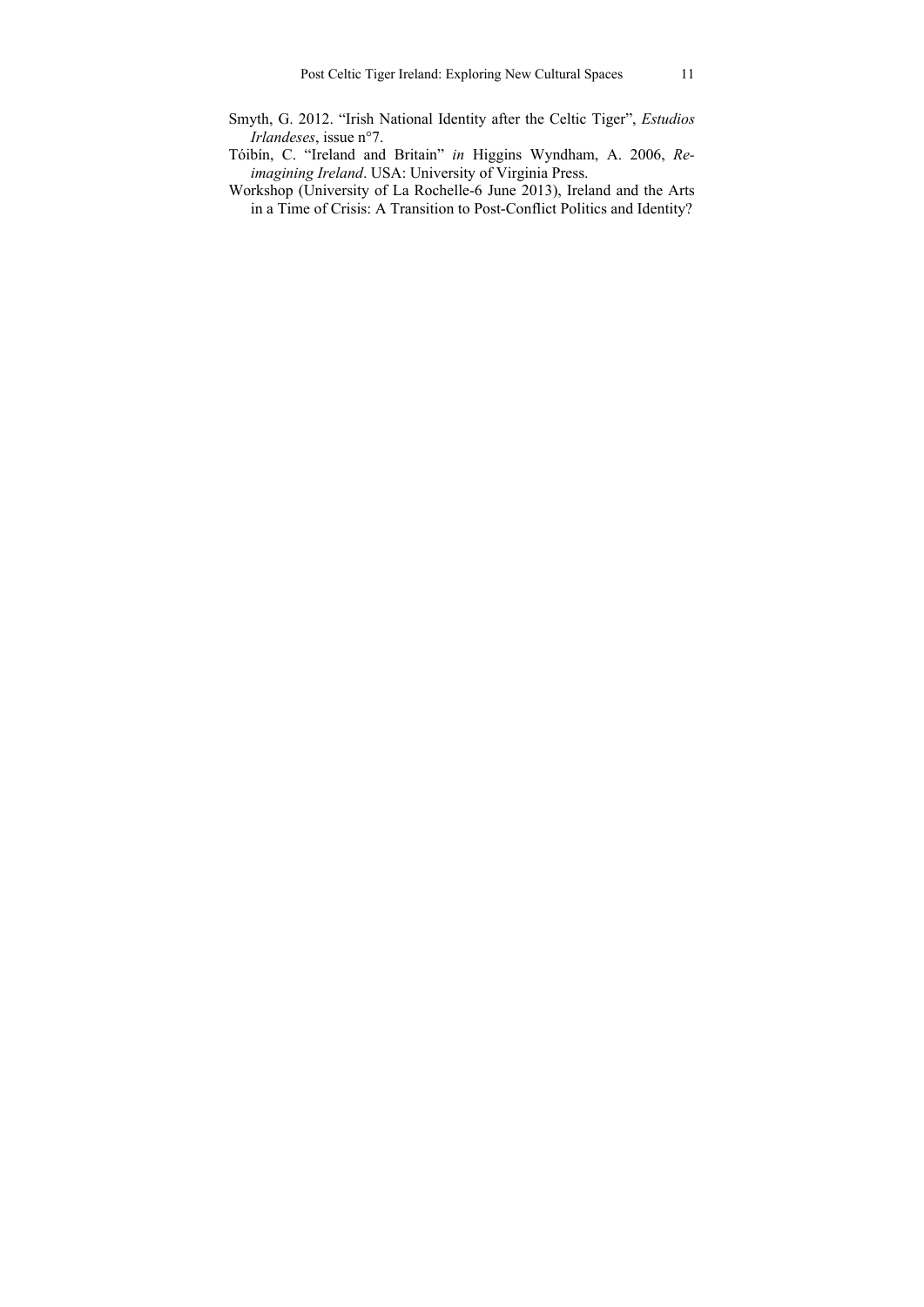Smyth, G. 2012. "Irish National Identity after the Celtic Tiger", *Estudios Irlandeses*, issue n°7.

Tóibín, C. "Ireland and Britain" *in* Higgins Wyndham, A. 2006, *Re-imagining Ireland*. USA: University of Virginia Press.

Workshop (University of La Rochelle-6 June 2013), Ireland and the Arts in a Time of Crisis: A Transition to Post-Conflict Politics and Identity?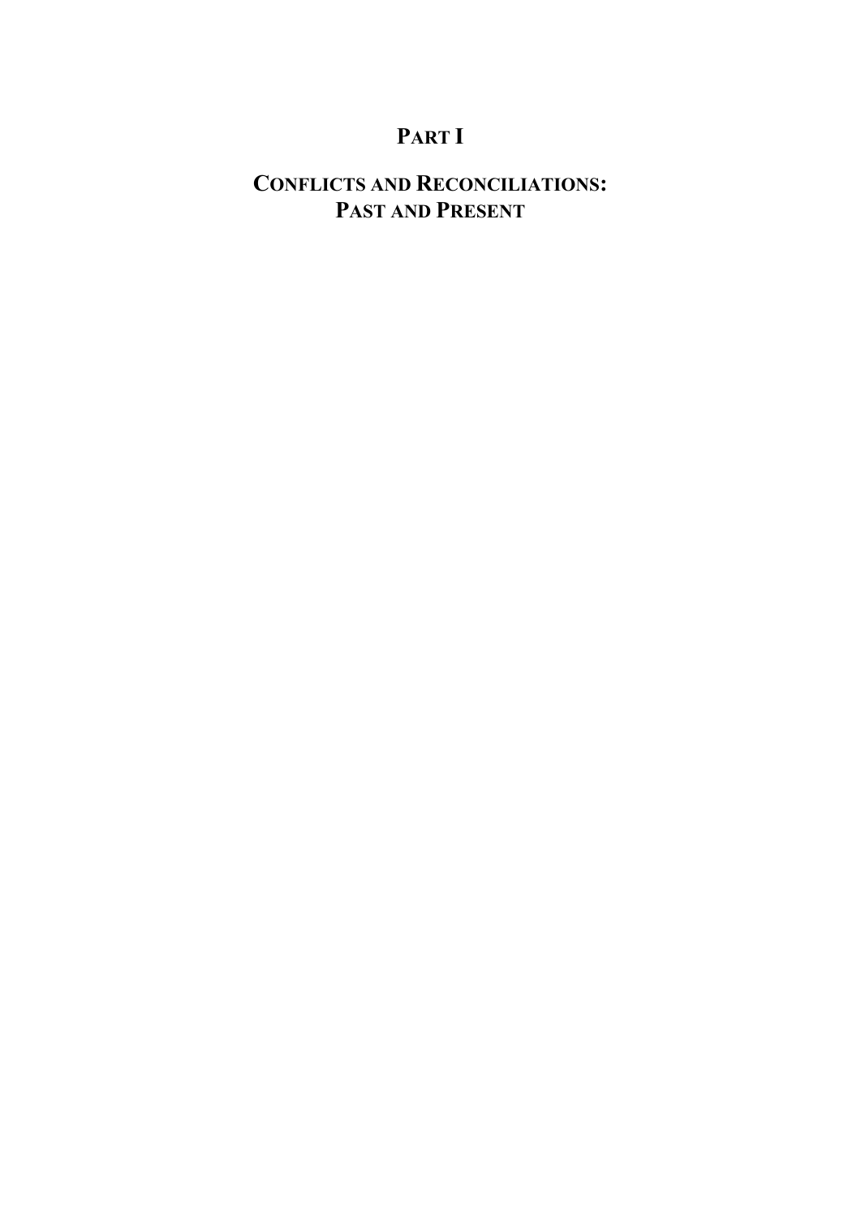# PART I

## CONFLICTS AND RECONCILIATIONS: PAST AND PRESENT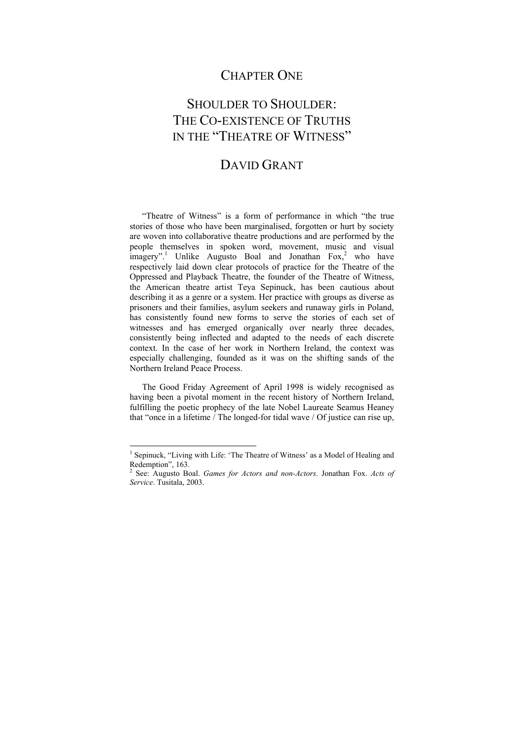# CHAPTER ONE

# SHOULDER TO SHOULDER: THE CO-EXISTENCE OF TRUTHS IN THE "THEATRE OF WITNESS"

## DAVID GRANT

"Theatre of Witness" is a form of performance in which "the true stories of those who have been marginalised, forgotten or hurt by society are woven into collaborative theatre productions and are performed by the people themselves in spoken word, movement, music and visual imagery".[1] Unlike Augusto Boal and Jonathan Fox,[2] who have respectively laid down clear protocols of practice for the Theatre of the Oppressed and Playback Theatre, the founder of the Theatre of Witness, the American theatre artist Teya Sepinuck, has been cautious about describing it as a genre or a system. Her practice with groups as diverse as prisoners and their families, asylum seekers and runaway girls in Poland, has consistently found new forms to serve the stories of each set of witnesses and has emerged organically over nearly three decades, consistently being inflected and adapted to the needs of each discrete context. In the case of her work in Northern Ireland, the context was especially challenging, founded as it was on the shifting sands of the Northern Ireland Peace Process.

The Good Friday Agreement of April 1998 is widely recognised as having been a pivotal moment in the recent history of Northern Ireland, fulfilling the poetic prophecy of the late Nobel Laureate Seamus Heaney that "once in a lifetime / The longed-for tidal wave / Of justice can rise up,

---

[1] Sepinuck, "Living with Life: 'The Theatre of Witness' as a Model of Healing and Redemption", 163.

[2] See: Augusto Boal. *Games for Actors and non-Actors*. Jonathan Fox. *Acts of Service*. Tusitala, 2003.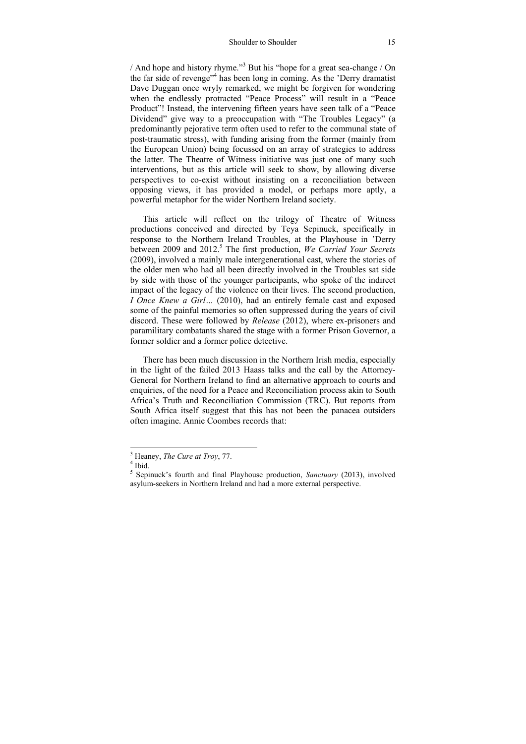/ And hope and history rhyme."[3] But his "hope for a great sea-change / On the far side of revenge"[4] has been long in coming. As the 'Derry dramatist Dave Duggan once wryly remarked, we might be forgiven for wondering when the endlessly protracted "Peace Process" will result in a "Peace Product"! Instead, the intervening fifteen years have seen talk of a "Peace Dividend" give way to a preoccupation with "The Troubles Legacy" (a predominantly pejorative term often used to refer to the communal state of post-traumatic stress), with funding arising from the former (mainly from the European Union) being focussed on an array of strategies to address the latter. The Theatre of Witness initiative was just one of many such interventions, but as this article will seek to show, by allowing diverse perspectives to co-exist without insisting on a reconciliation between opposing views, it has provided a model, or perhaps more aptly, a powerful metaphor for the wider Northern Ireland society.

This article will reflect on the trilogy of Theatre of Witness productions conceived and directed by Teya Sepinuck, specifically in response to the Northern Ireland Troubles, at the Playhouse in 'Derry between 2009 and 2012.[5] The first production, *We Carried Your Secrets* (2009), involved a mainly male intergenerational cast, where the stories of the older men who had all been directly involved in the Troubles sat side by side with those of the younger participants, who spoke of the indirect impact of the legacy of the violence on their lives. The second production, *I Once Knew a Girl…* (2010), had an entirely female cast and exposed some of the painful memories so often suppressed during the years of civil discord. These were followed by *Release* (2012), where ex-prisoners and paramilitary combatants shared the stage with a former Prison Governor, a former soldier and a former police detective.

There has been much discussion in the Northern Irish media, especially in the light of the failed 2013 Haass talks and the call by the Attorney-General for Northern Ireland to find an alternative approach to courts and enquiries, of the need for a Peace and Reconciliation process akin to South Africa's Truth and Reconciliation Commission (TRC). But reports from South Africa itself suggest that this has not been the panacea outsiders often imagine. Annie Coombes records that:

---

[3] Heaney, *The Cure at Troy*, 77.

[4] Ibid.

[5] Sepinuck's fourth and final Playhouse production, *Sanctuary* (2013), involved asylum-seekers in Northern Ireland and had a more external perspective.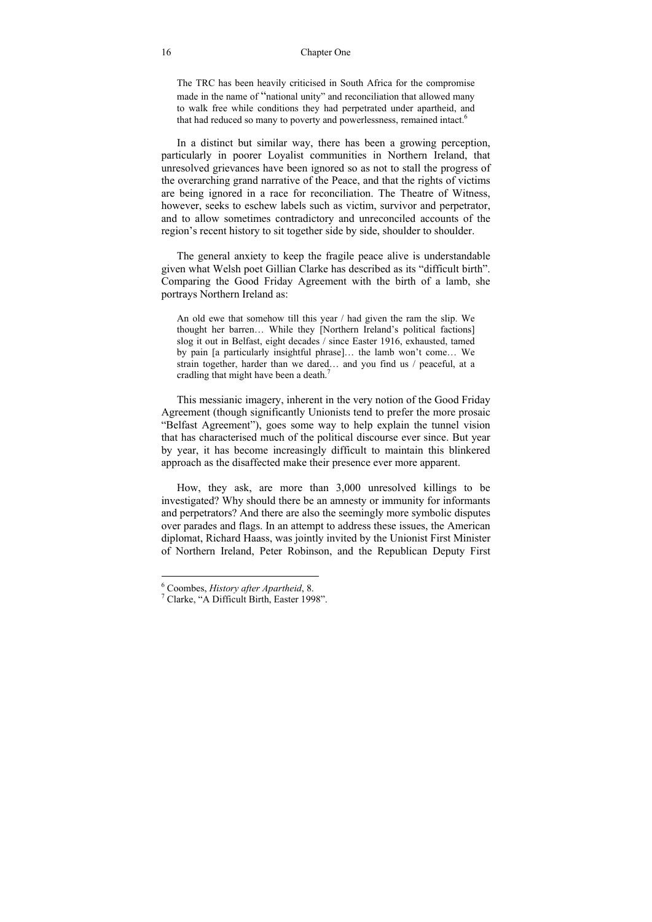> The TRC has been heavily criticised in South Africa for the compromise made in the name of "national unity" and reconciliation that allowed many to walk free while conditions they had perpetrated under apartheid, and that had reduced so many to poverty and powerlessness, remained intact.[6]

In a distinct but similar way, there has been a growing perception, particularly in poorer Loyalist communities in Northern Ireland, that unresolved grievances have been ignored so as not to stall the progress of the overarching grand narrative of the Peace, and that the rights of victims are being ignored in a race for reconciliation. The Theatre of Witness, however, seeks to eschew labels such as victim, survivor and perpetrator, and to allow sometimes contradictory and unreconciled accounts of the region's recent history to sit together side by side, shoulder to shoulder.

The general anxiety to keep the fragile peace alive is understandable given what Welsh poet Gillian Clarke has described as its "difficult birth". Comparing the Good Friday Agreement with the birth of a lamb, she portrays Northern Ireland as:

> An old ewe that somehow till this year / had given the ram the slip. We thought her barren… While they [Northern Ireland's political factions] slog it out in Belfast, eight decades / since Easter 1916, exhausted, tamed by pain [a particularly insightful phrase]… the lamb won't come… We strain together, harder than we dared… and you find us / peaceful, at a cradling that might have been a death.[7]

This messianic imagery, inherent in the very notion of the Good Friday Agreement (though significantly Unionists tend to prefer the more prosaic "Belfast Agreement"), goes some way to help explain the tunnel vision that has characterised much of the political discourse ever since. But year by year, it has become increasingly difficult to maintain this blinkered approach as the disaffected make their presence ever more apparent.

How, they ask, are more than 3,000 unresolved killings to be investigated? Why should there be an amnesty or immunity for informants and perpetrators? And there are also the seemingly more symbolic disputes over parades and flags. In an attempt to address these issues, the American diplomat, Richard Haass, was jointly invited by the Unionist First Minister of Northern Ireland, Peter Robinson, and the Republican Deputy First

---

[6] Coombes, *History after Apartheid*, 8.

[7] Clarke, "A Difficult Birth, Easter 1998".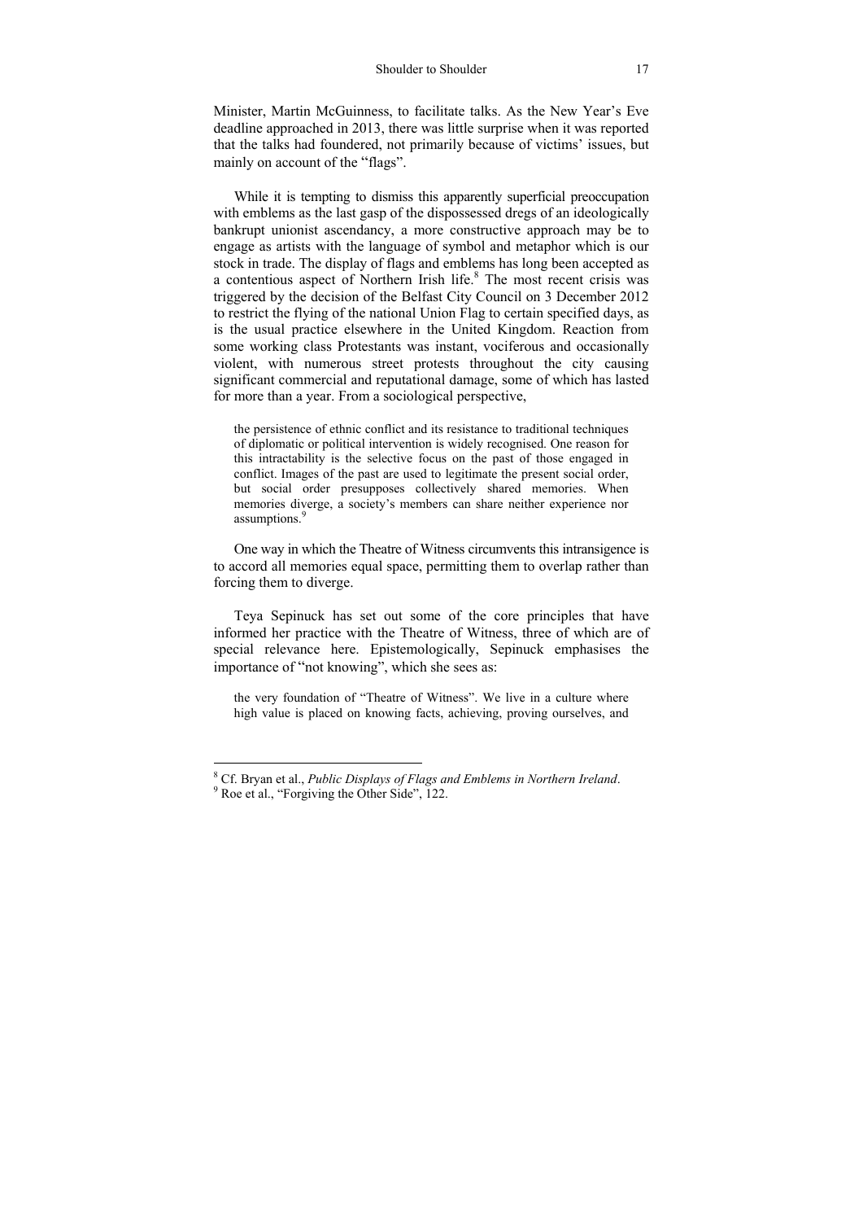Minister, Martin McGuinness, to facilitate talks. As the New Year's Eve deadline approached in 2013, there was little surprise when it was reported that the talks had foundered, not primarily because of victims' issues, but mainly on account of the "flags".

While it is tempting to dismiss this apparently superficial preoccupation with emblems as the last gasp of the dispossessed dregs of an ideologically bankrupt unionist ascendancy, a more constructive approach may be to engage as artists with the language of symbol and metaphor which is our stock in trade. The display of flags and emblems has long been accepted as a contentious aspect of Northern Irish life.[8] The most recent crisis was triggered by the decision of the Belfast City Council on 3 December 2012 to restrict the flying of the national Union Flag to certain specified days, as is the usual practice elsewhere in the United Kingdom. Reaction from some working class Protestants was instant, vociferous and occasionally violent, with numerous street protests throughout the city causing significant commercial and reputational damage, some of which has lasted for more than a year. From a sociological perspective,

> the persistence of ethnic conflict and its resistance to traditional techniques of diplomatic or political intervention is widely recognised. One reason for this intractability is the selective focus on the past of those engaged in conflict. Images of the past are used to legitimate the present social order, but social order presupposes collectively shared memories. When memories diverge, a society's members can share neither experience nor assumptions.[9]

One way in which the Theatre of Witness circumvents this intransigence is to accord all memories equal space, permitting them to overlap rather than forcing them to diverge.

Teya Sepinuck has set out some of the core principles that have informed her practice with the Theatre of Witness, three of which are of special relevance here. Epistemologically, Sepinuck emphasises the importance of "not knowing", which she sees as:

> the very foundation of "Theatre of Witness". We live in a culture where high value is placed on knowing facts, achieving, proving ourselves, and

[8] Cf. Bryan et al., *Public Displays of Flags and Emblems in Northern Ireland*.
[9] Roe et al., "Forgiving the Other Side", 122.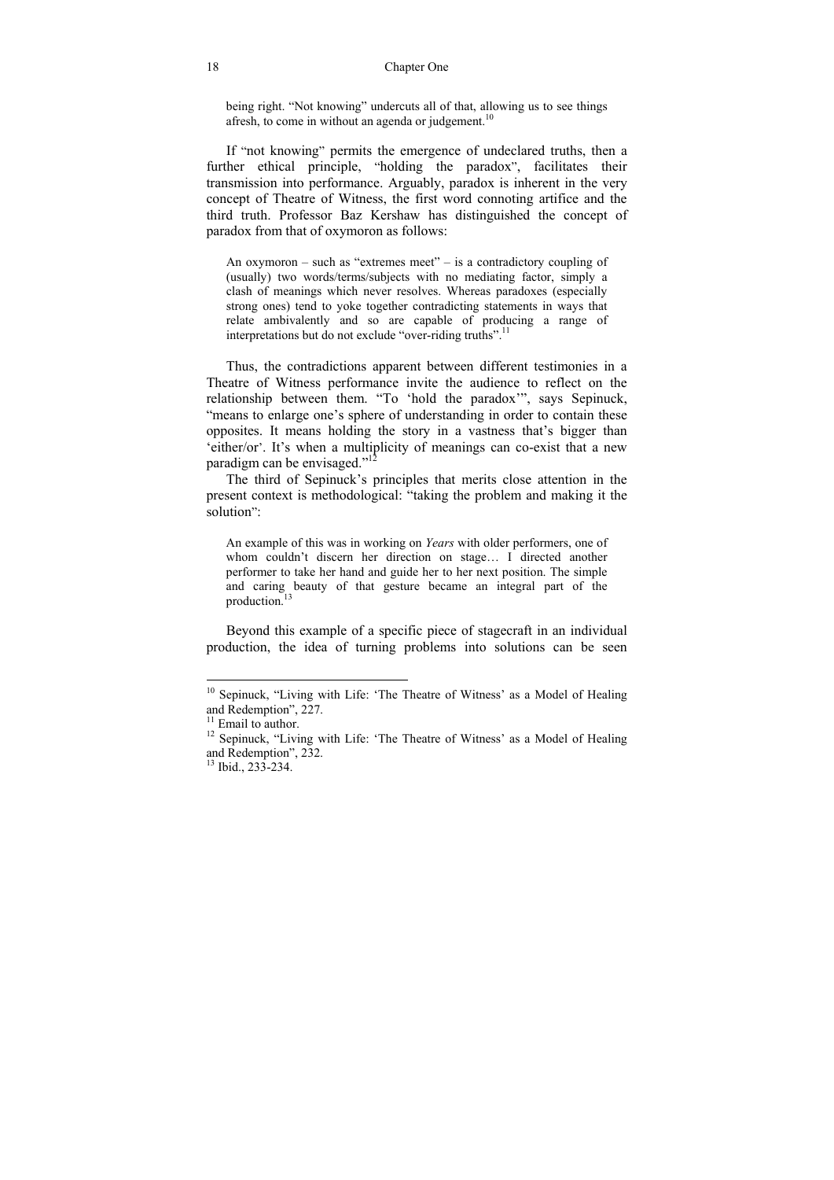> being right. "Not knowing" undercuts all of that, allowing us to see things afresh, to come in without an agenda or judgement.[10]

If "not knowing" permits the emergence of undeclared truths, then a further ethical principle, "holding the paradox", facilitates their transmission into performance. Arguably, paradox is inherent in the very concept of Theatre of Witness, the first word connoting artifice and the third truth. Professor Baz Kershaw has distinguished the concept of paradox from that of oxymoron as follows:

> An oxymoron – such as "extremes meet" – is a contradictory coupling of (usually) two words/terms/subjects with no mediating factor, simply a clash of meanings which never resolves. Whereas paradoxes (especially strong ones) tend to yoke together contradicting statements in ways that relate ambivalently and so are capable of producing a range of interpretations but do not exclude "over-riding truths".[11]

Thus, the contradictions apparent between different testimonies in a Theatre of Witness performance invite the audience to reflect on the relationship between them. "To 'hold the paradox'", says Sepinuck, "means to enlarge one's sphere of understanding in order to contain these opposites. It means holding the story in a vastness that's bigger than 'either/or'. It's when a multiplicity of meanings can co-exist that a new paradigm can be envisaged."[12]

The third of Sepinuck's principles that merits close attention in the present context is methodological: "taking the problem and making it the solution":

> An example of this was in working on *Years* with older performers, one of whom couldn't discern her direction on stage… I directed another performer to take her hand and guide her to her next position. The simple and caring beauty of that gesture became an integral part of the production.[13]

Beyond this example of a specific piece of stagecraft in an individual production, the idea of turning problems into solutions can be seen

---

[10] Sepinuck, "Living with Life: 'The Theatre of Witness' as a Model of Healing and Redemption", 227.

[11] Email to author.

[12] Sepinuck, "Living with Life: 'The Theatre of Witness' as a Model of Healing and Redemption", 232.

[13] Ibid., 233-234.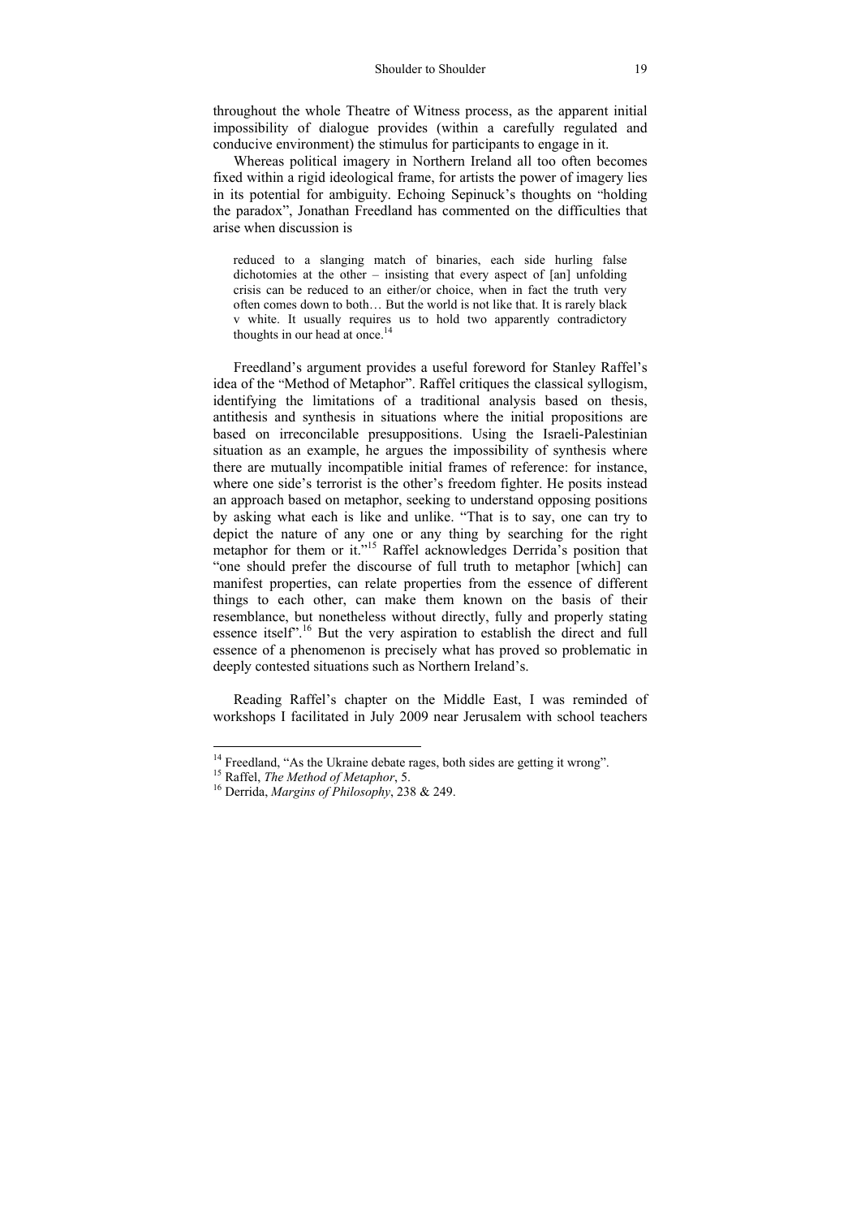throughout the whole Theatre of Witness process, as the apparent initial impossibility of dialogue provides (within a carefully regulated and conducive environment) the stimulus for participants to engage in it.

Whereas political imagery in Northern Ireland all too often becomes fixed within a rigid ideological frame, for artists the power of imagery lies in its potential for ambiguity. Echoing Sepinuck's thoughts on "holding the paradox", Jonathan Freedland has commented on the difficulties that arise when discussion is

> reduced to a slanging match of binaries, each side hurling false dichotomies at the other – insisting that every aspect of [an] unfolding crisis can be reduced to an either/or choice, when in fact the truth very often comes down to both… But the world is not like that. It is rarely black v white. It usually requires us to hold two apparently contradictory thoughts in our head at once.[14]

Freedland's argument provides a useful foreword for Stanley Raffel's idea of the "Method of Metaphor". Raffel critiques the classical syllogism, identifying the limitations of a traditional analysis based on thesis, antithesis and synthesis in situations where the initial propositions are based on irreconcilable presuppositions. Using the Israeli-Palestinian situation as an example, he argues the impossibility of synthesis where there are mutually incompatible initial frames of reference: for instance, where one side's terrorist is the other's freedom fighter. He posits instead an approach based on metaphor, seeking to understand opposing positions by asking what each is like and unlike. "That is to say, one can try to depict the nature of any one or any thing by searching for the right metaphor for them or it."[15] Raffel acknowledges Derrida's position that "one should prefer the discourse of full truth to metaphor [which] can manifest properties, can relate properties from the essence of different things to each other, can make them known on the basis of their resemblance, but nonetheless without directly, fully and properly stating essence itself".[16] But the very aspiration to establish the direct and full essence of a phenomenon is precisely what has proved so problematic in deeply contested situations such as Northern Ireland's.

Reading Raffel's chapter on the Middle East, I was reminded of workshops I facilitated in July 2009 near Jerusalem with school teachers

---

[14] Freedland, "As the Ukraine debate rages, both sides are getting it wrong".

[15] Raffel, *The Method of Metaphor*, 5.

[16] Derrida, *Margins of Philosophy*, 238 & 249.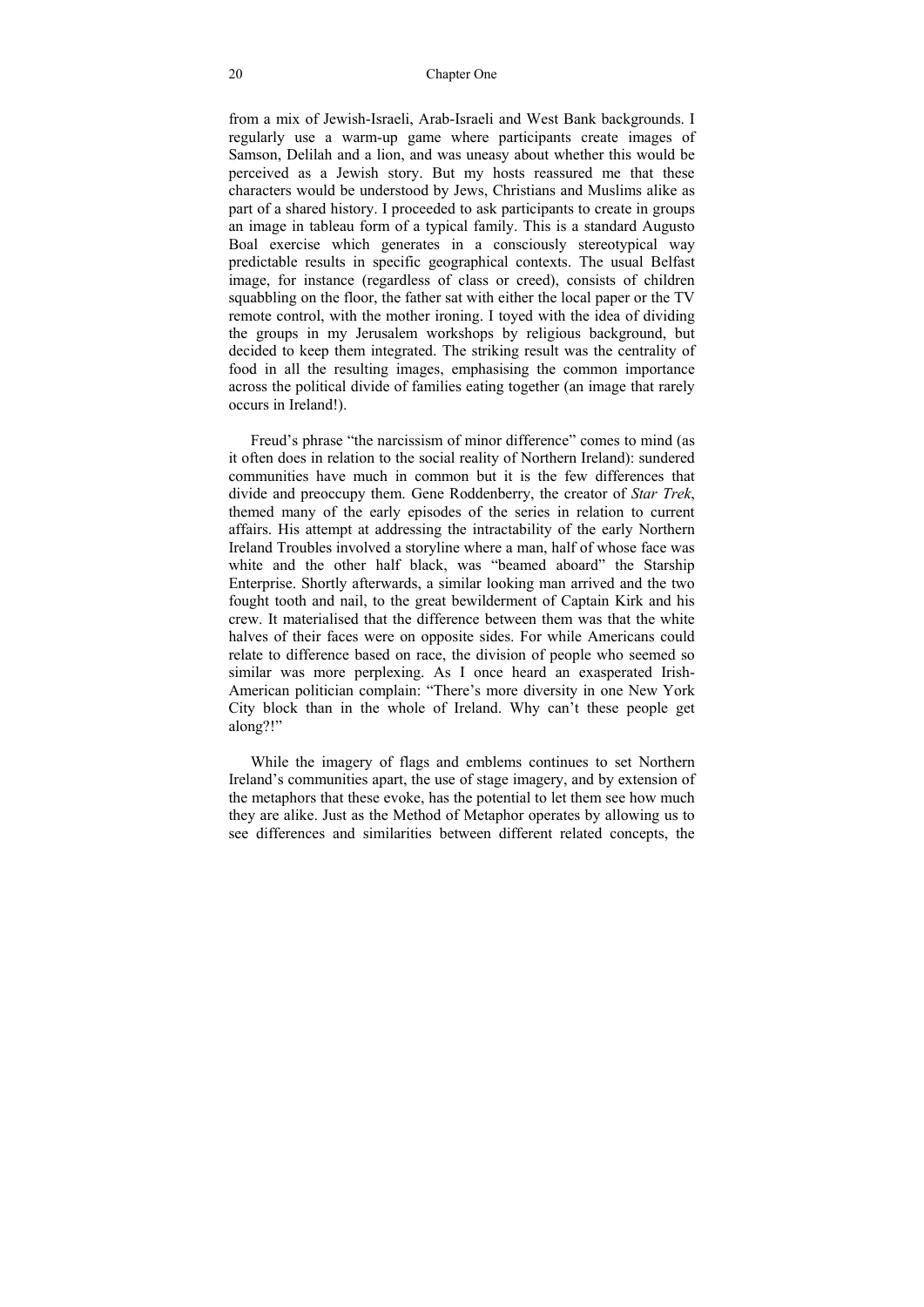from a mix of Jewish-Israeli, Arab-Israeli and West Bank backgrounds. I regularly use a warm-up game where participants create images of Samson, Delilah and a lion, and was uneasy about whether this would be perceived as a Jewish story. But my hosts reassured me that these characters would be understood by Jews, Christians and Muslims alike as part of a shared history. I proceeded to ask participants to create in groups an image in tableau form of a typical family. This is a standard Augusto Boal exercise which generates in a consciously stereotypical way predictable results in specific geographical contexts. The usual Belfast image, for instance (regardless of class or creed), consists of children squabbling on the floor, the father sat with either the local paper or the TV remote control, with the mother ironing. I toyed with the idea of dividing the groups in my Jerusalem workshops by religious background, but decided to keep them integrated. The striking result was the centrality of food in all the resulting images, emphasising the common importance across the political divide of families eating together (an image that rarely occurs in Ireland!).

Freud's phrase "the narcissism of minor difference" comes to mind (as it often does in relation to the social reality of Northern Ireland): sundered communities have much in common but it is the few differences that divide and preoccupy them. Gene Roddenberry, the creator of *Star Trek*, themed many of the early episodes of the series in relation to current affairs. His attempt at addressing the intractability of the early Northern Ireland Troubles involved a storyline where a man, half of whose face was white and the other half black, was "beamed aboard" the Starship Enterprise. Shortly afterwards, a similar looking man arrived and the two fought tooth and nail, to the great bewilderment of Captain Kirk and his crew. It materialised that the difference between them was that the white halves of their faces were on opposite sides. For while Americans could relate to difference based on race, the division of people who seemed so similar was more perplexing. As I once heard an exasperated Irish-American politician complain: "There's more diversity in one New York City block than in the whole of Ireland. Why can't these people get along?!"

While the imagery of flags and emblems continues to set Northern Ireland's communities apart, the use of stage imagery, and by extension of the metaphors that these evoke, has the potential to let them see how much they are alike. Just as the Method of Metaphor operates by allowing us to see differences and similarities between different related concepts, the